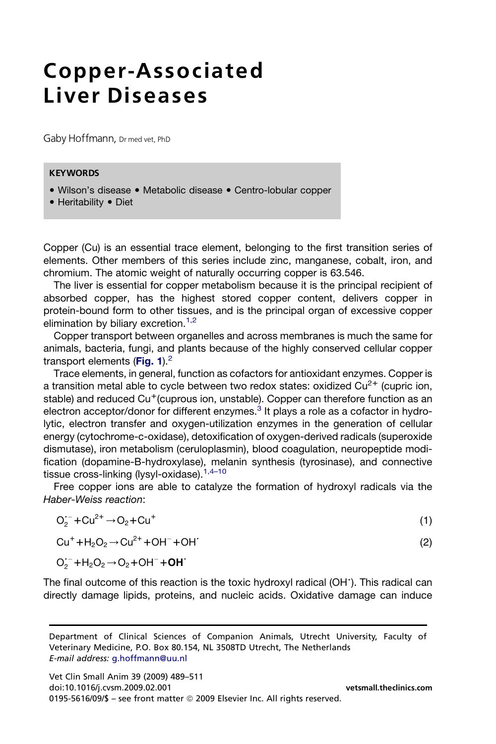# Copper-Associated Liver Diseases

Gaby Hoffmann, Dr med vet, PhD

**KEYWORDS**

- Wilson's disease • Metabolic disease • Centro-lobular copper
- Heritability • Diet

Copper (Cu) is an essential trace element, belonging to the first transition series of elements. Other members of this series include zinc, manganese, cobalt, iron, and chromium. The atomic weight of naturally occurring copper is 63.546.

The liver is essential for copper metabolism because it is the principal recipient of absorbed copper, has the highest stored copper content, delivers copper in protein-bound form to other tissues, and is the principal organ of excessive copper elimination by biliary excretion.[1,2]

Copper transport between organelles and across membranes is much the same for animals, bacteria, fungi, and plants because of the highly conserved cellular copper transport elements (**Fig. 1**).[2]

Trace elements, in general, function as cofactors for antioxidant enzymes. Copper is a transition metal able to cycle between two redox states: oxidized $Cu^{2+}$ (cupric ion, stable) and reduced $Cu^{+}$(cuprous ion, unstable). Copper can therefore function as an electron acceptor/donor for different enzymes.[3] It plays a role as a cofactor in hydrolytic, electron transfer and oxygen-utilization enzymes in the generation of cellular energy (cytochrome-c-oxidase), detoxification of oxygen-derived radicals (superoxide dismutase), iron metabolism (ceruloplasmin), blood coagulation, neuropeptide modification (dopamine-B-hydroxylase), melanin synthesis (tyrosinase), and connective tissue cross-linking (lysyl-oxidase).[1,4–10]

Free copper ions are able to catalyze the formation of hydroxyl radicals via the *Haber-Weiss reaction*:

$$O_2^{\cdot -} + Cu^{2+} \rightarrow O_2 + Cu^{+} \quad (1)$$

$$Cu^{+} + H_2O_2 \rightarrow Cu^{2+} + OH^{-} + OH^{\cdot} \quad (2)$$

$$O_2^{\cdot -} + H_2O_2 \rightarrow O_2 + OH^{-} + \mathbf{OH^{\cdot}}$$

The final outcome of this reaction is the toxic hydroxyl radical ($OH^{\cdot}$). This radical can directly damage lipids, proteins, and nucleic acids. Oxidative damage can induce

Department of Clinical Sciences of Companion Animals, Utrecht University, Faculty of Veterinary Medicine, P.O. Box 80.154, NL 3508TD Utrecht, The Netherlands
*E-mail address:* g.hoffmann@uu.nl

doi:10.1016/j.cvsm.2009.02.001
0195-5616/09/$ – see front matter © 2009 Elsevier Inc. All rights reserved.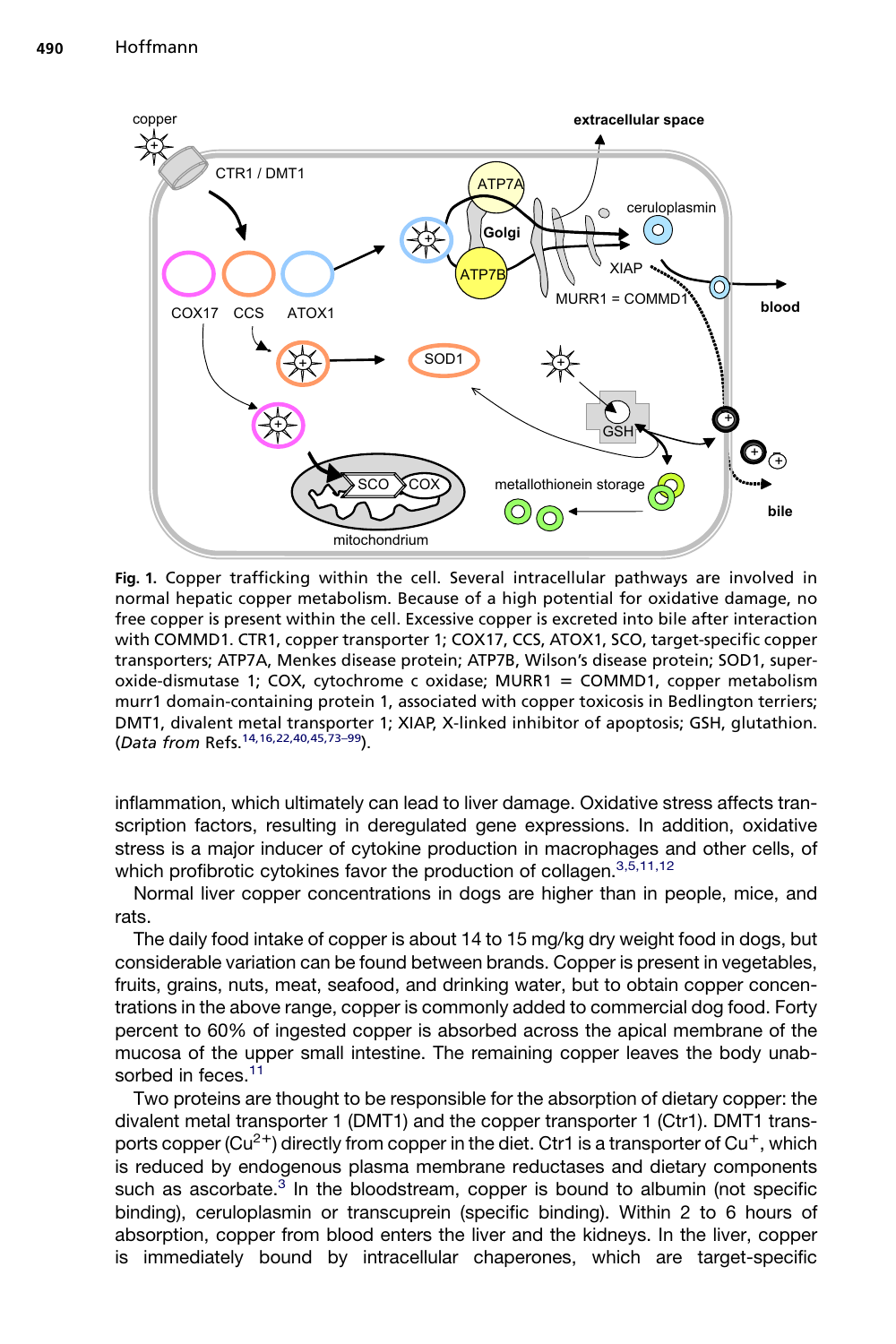**Fig. 1.** Copper trafficking within the cell. Several intracellular pathways are involved in normal hepatic copper metabolism. Because of a high potential for oxidative damage, no free copper is present within the cell. Excessive copper is excreted into bile after interaction with COMMD1. CTR1, copper transporter 1; COX17, CCS, ATOX1, SCO, target-specific copper transporters; ATP7A, Menkes disease protein; ATP7B, Wilson's disease protein; SOD1, superoxide-dismutase 1; COX, cytochrome c oxidase; MURR1 = COMMD1, copper metabolism murr1 domain-containing protein 1, associated with copper toxicosis in Bedlington terriers; DMT1, divalent metal transporter 1; XIAP, X-linked inhibitor of apoptosis; GSH, glutathion. (*Data from* Refs.[14,16,22,40,45,73–99]).

inflammation, which ultimately can lead to liver damage. Oxidative stress affects transcription factors, resulting in deregulated gene expressions. In addition, oxidative stress is a major inducer of cytokine production in macrophages and other cells, of which profibrotic cytokines favor the production of collagen.[3,5,11,12]

Normal liver copper concentrations in dogs are higher than in people, mice, and rats.

The daily food intake of copper is about 14 to 15 mg/kg dry weight food in dogs, but considerable variation can be found between brands. Copper is present in vegetables, fruits, grains, nuts, meat, seafood, and drinking water, but to obtain copper concentrations in the above range, copper is commonly added to commercial dog food. Forty percent to 60% of ingested copper is absorbed across the apical membrane of the mucosa of the upper small intestine. The remaining copper leaves the body unabsorbed in feces.[11]

Two proteins are thought to be responsible for the absorption of dietary copper: the divalent metal transporter 1 (DMT1) and the copper transporter 1 (Ctr1). DMT1 transports copper ($Cu^{2+}$) directly from copper in the diet. Ctr1 is a transporter of $Cu^{+}$, which is reduced by endogenous plasma membrane reductases and dietary components such as ascorbate.[3] In the bloodstream, copper is bound to albumin (not specific binding), ceruloplasmin or transcuprein (specific binding). Within 2 to 6 hours of absorption, copper from blood enters the liver and the kidneys. In the liver, copper is immediately bound by intracellular chaperones, which are target-specific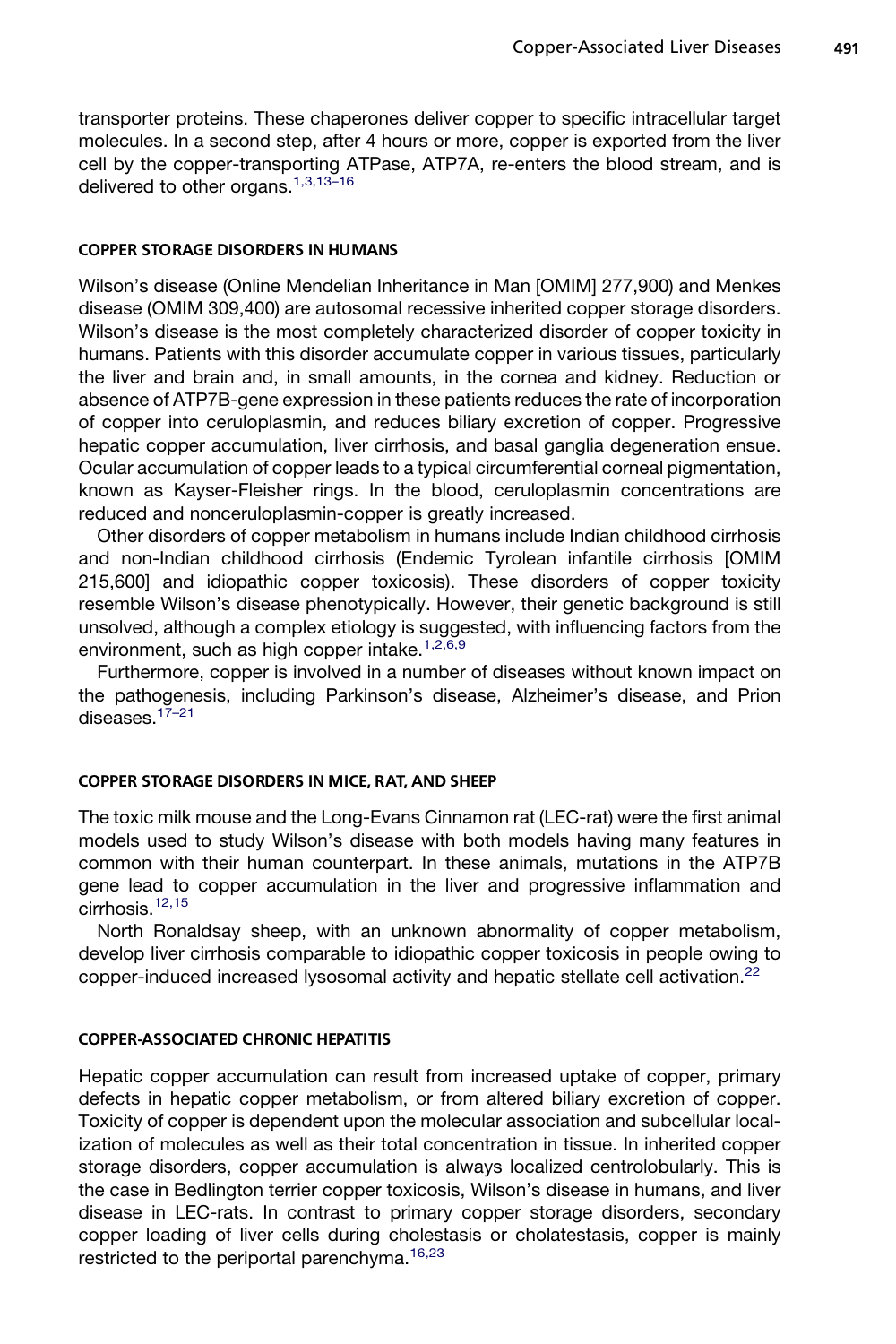transporter proteins. These chaperones deliver copper to specific intracellular target molecules. In a second step, after 4 hours or more, copper is exported from the liver cell by the copper-transporting ATPase, ATP7A, re-enters the blood stream, and is delivered to other organs.[1,3,13–16]

## COPPER STORAGE DISORDERS IN HUMANS

Wilson's disease (Online Mendelian Inheritance in Man [OMIM] 277,900) and Menkes disease (OMIM 309,400) are autosomal recessive inherited copper storage disorders. Wilson's disease is the most completely characterized disorder of copper toxicity in humans. Patients with this disorder accumulate copper in various tissues, particularly the liver and brain and, in small amounts, in the cornea and kidney. Reduction or absence of ATP7B-gene expression in these patients reduces the rate of incorporation of copper into ceruloplasmin, and reduces biliary excretion of copper. Progressive hepatic copper accumulation, liver cirrhosis, and basal ganglia degeneration ensue. Ocular accumulation of copper leads to a typical circumferential corneal pigmentation, known as Kayser-Fleisher rings. In the blood, ceruloplasmin concentrations are reduced and nonceruloplasmin-copper is greatly increased.

Other disorders of copper metabolism in humans include Indian childhood cirrhosis and non-Indian childhood cirrhosis (Endemic Tyrolean infantile cirrhosis [OMIM 215,600] and idiopathic copper toxicosis). These disorders of copper toxicity resemble Wilson's disease phenotypically. However, their genetic background is still unsolved, although a complex etiology is suggested, with influencing factors from the environment, such as high copper intake.[1,2,6,9]

Furthermore, copper is involved in a number of diseases without known impact on the pathogenesis, including Parkinson's disease, Alzheimer's disease, and Prion diseases.[17–21]

## COPPER STORAGE DISORDERS IN MICE, RAT, AND SHEEP

The toxic milk mouse and the Long-Evans Cinnamon rat (LEC-rat) were the first animal models used to study Wilson's disease with both models having many features in common with their human counterpart. In these animals, mutations in the ATP7B gene lead to copper accumulation in the liver and progressive inflammation and cirrhosis.[12,15]

North Ronaldsay sheep, with an unknown abnormality of copper metabolism, develop liver cirrhosis comparable to idiopathic copper toxicosis in people owing to copper-induced increased lysosomal activity and hepatic stellate cell activation.[22]

## COPPER-ASSOCIATED CHRONIC HEPATITIS

Hepatic copper accumulation can result from increased uptake of copper, primary defects in hepatic copper metabolism, or from altered biliary excretion of copper. Toxicity of copper is dependent upon the molecular association and subcellular localization of molecules as well as their total concentration in tissue. In inherited copper storage disorders, copper accumulation is always localized centrolobularly. This is the case in Bedlington terrier copper toxicosis, Wilson's disease in humans, and liver disease in LEC-rats. In contrast to primary copper storage disorders, secondary copper loading of liver cells during cholestasis or cholatestasis, copper is mainly restricted to the periportal parenchyma.[16,23]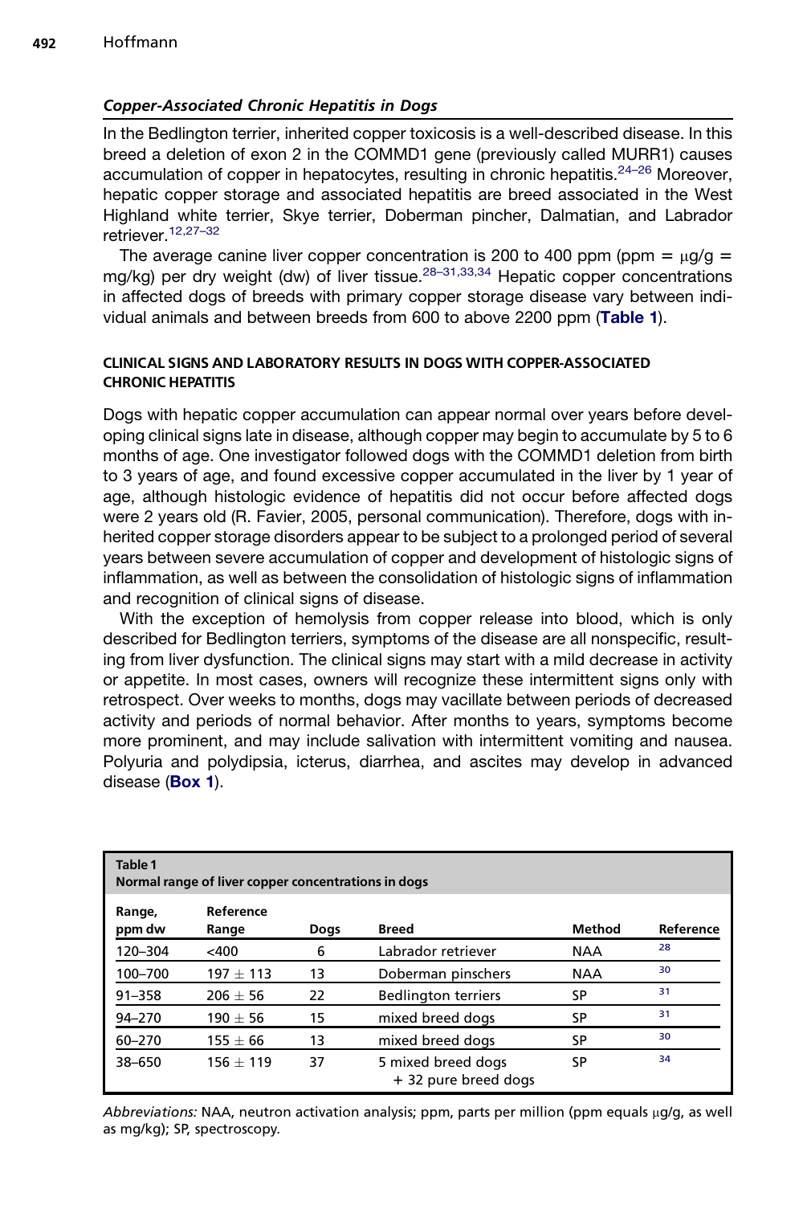## *Copper-Associated Chronic Hepatitis in Dogs*

In the Bedlington terrier, inherited copper toxicosis is a well-described disease. In this breed a deletion of exon 2 in the COMMD1 gene (previously called MURR1) causes accumulation of copper in hepatocytes, resulting in chronic hepatitis.[24–26] Moreover, hepatic copper storage and associated hepatitis are breed associated in the West Highland white terrier, Skye terrier, Doberman pincher, Dalmatian, and Labrador retriever.[12,27–32]

The average canine liver copper concentration is 200 to 400 ppm (ppm = μg/g = mg/kg) per dry weight (dw) of liver tissue.[28–31,33,34] Hepatic copper concentrations in affected dogs of breeds with primary copper storage disease vary between individual animals and between breeds from 600 to above 2200 ppm (**Table 1**).

### CLINICAL SIGNS AND LABORATORY RESULTS IN DOGS WITH COPPER-ASSOCIATED CHRONIC HEPATITIS

Dogs with hepatic copper accumulation can appear normal over years before developing clinical signs late in disease, although copper may begin to accumulate by 5 to 6 months of age. One investigator followed dogs with the COMMD1 deletion from birth to 3 years of age, and found excessive copper accumulated in the liver by 1 year of age, although histologic evidence of hepatitis did not occur before affected dogs were 2 years old (R. Favier, 2005, personal communication). Therefore, dogs with inherited copper storage disorders appear to be subject to a prolonged period of several years between severe accumulation of copper and development of histologic signs of inflammation, as well as between the consolidation of histologic signs of inflammation and recognition of clinical signs of disease.

With the exception of hemolysis from copper release into blood, which is only described for Bedlington terriers, symptoms of the disease are all nonspecific, resulting from liver dysfunction. The clinical signs may start with a mild decrease in activity or appetite. In most cases, owners will recognize these intermittent signs only with retrospect. Over weeks to months, dogs may vacillate between periods of decreased activity and periods of normal behavior. After months to years, symptoms become more prominent, and may include salivation with intermittent vomiting and nausea. Polyuria and polydipsia, icterus, diarrhea, and ascites may develop in advanced disease (**Box 1**).

**Table 1**
**Normal range of liver copper concentrations in dogs**

| Range, ppm dw | Reference Range | Dogs | Breed | Method | Reference |
|---|---|---|---|---|---|
| 120–304 | <400 | 6 | Labrador retriever | NAA | 28 |
| 100–700 | 197 ± 113 | 13 | Doberman pinschers | NAA | 30 |
| 91–358 | 206 ± 56 | 22 | Bedlington terriers | SP | 31 |
| 94–270 | 190 ± 56 | 15 | mixed breed dogs | SP | 31 |
| 60–270 | 155 ± 66 | 13 | mixed breed dogs | SP | 30 |
| 38–650 | 156 ± 119 | 37 | 5 mixed breed dogs + 32 pure breed dogs | SP | 34 |

*Abbreviations:* NAA, neutron activation analysis; ppm, parts per million (ppm equals μg/g, as well as mg/kg); SP, spectroscopy.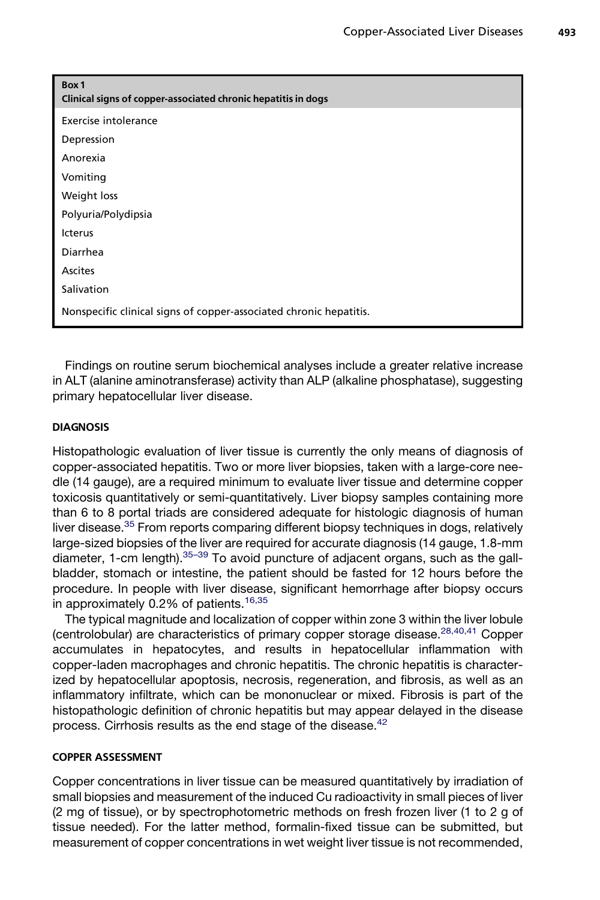**Box 1**
**Clinical signs of copper-associated chronic hepatitis in dogs**

Exercise intolerance
Depression
Anorexia
Vomiting
Weight loss
Polyuria/Polydipsia
Icterus
Diarrhea
Ascites
Salivation

Nonspecific clinical signs of copper-associated chronic hepatitis.

Findings on routine serum biochemical analyses include a greater relative increase in ALT (alanine aminotransferase) activity than ALP (alkaline phosphatase), suggesting primary hepatocellular liver disease.

## DIAGNOSIS

Histopathologic evaluation of liver tissue is currently the only means of diagnosis of copper-associated hepatitis. Two or more liver biopsies, taken with a large-core needle (14 gauge), are a required minimum to evaluate liver tissue and determine copper toxicosis quantitatively or semi-quantitatively. Liver biopsy samples containing more than 6 to 8 portal triads are considered adequate for histologic diagnosis of human liver disease.[35] From reports comparing different biopsy techniques in dogs, relatively large-sized biopsies of the liver are required for accurate diagnosis (14 gauge, 1.8-mm diameter, 1-cm length).[35–39] To avoid puncture of adjacent organs, such as the gallbladder, stomach or intestine, the patient should be fasted for 12 hours before the procedure. In people with liver disease, significant hemorrhage after biopsy occurs in approximately 0.2% of patients.[16,35]

The typical magnitude and localization of copper within zone 3 within the liver lobule (centrolobular) are characteristics of primary copper storage disease.[28,40,41] Copper accumulates in hepatocytes, and results in hepatocellular inflammation with copper-laden macrophages and chronic hepatitis. The chronic hepatitis is characterized by hepatocellular apoptosis, necrosis, regeneration, and fibrosis, as well as an inflammatory infiltrate, which can be mononuclear or mixed. Fibrosis is part of the histopathologic definition of chronic hepatitis but may appear delayed in the disease process. Cirrhosis results as the end stage of the disease.[42]

## COPPER ASSESSMENT

Copper concentrations in liver tissue can be measured quantitatively by irradiation of small biopsies and measurement of the induced Cu radioactivity in small pieces of liver (2 mg of tissue), or by spectrophotometric methods on fresh frozen liver (1 to 2 g of tissue needed). For the latter method, formalin-fixed tissue can be submitted, but measurement of copper concentrations in wet weight liver tissue is not recommended,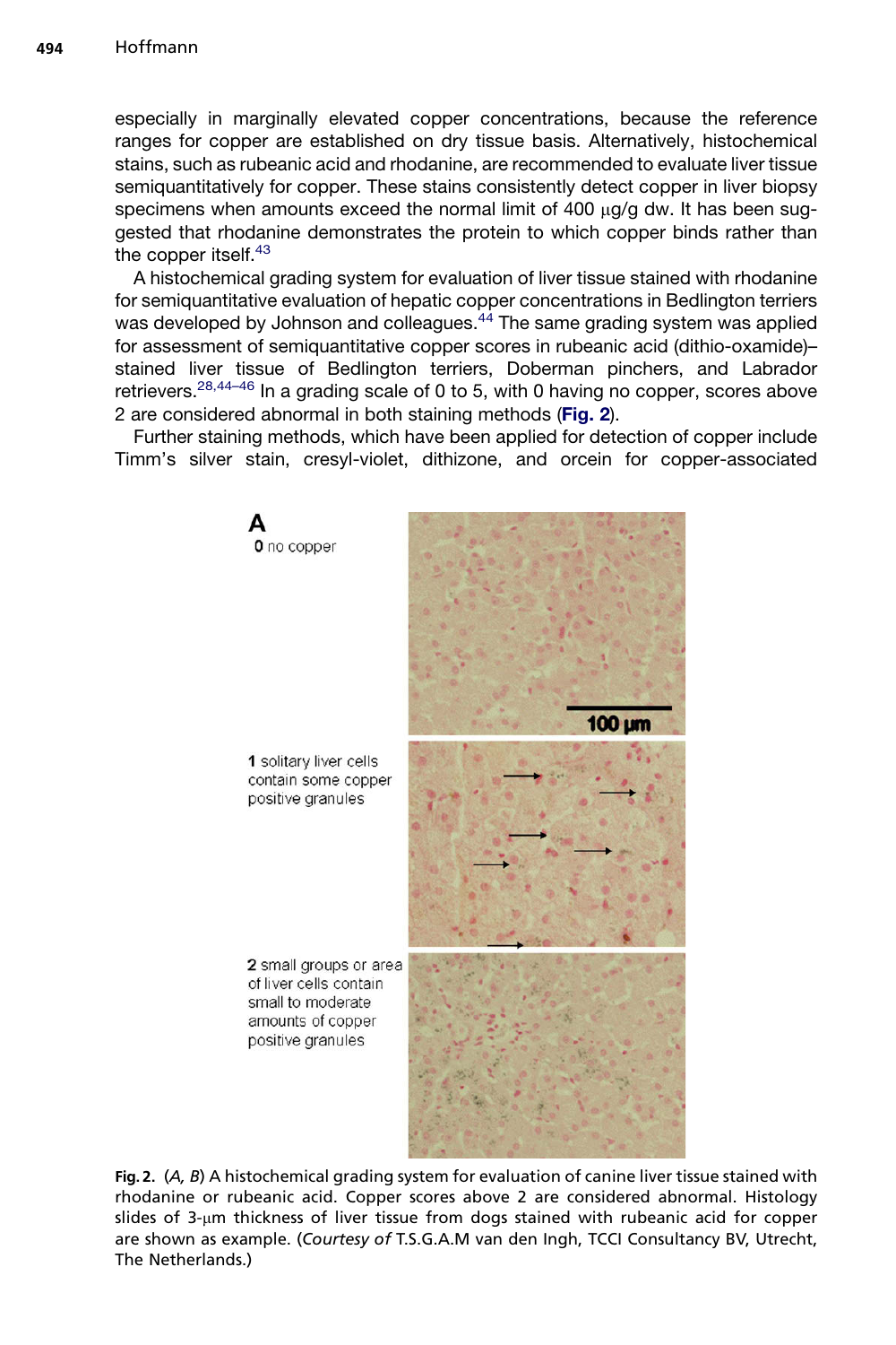especially in marginally elevated copper concentrations, because the reference ranges for copper are established on dry tissue basis. Alternatively, histochemical stains, such as rubeanic acid and rhodanine, are recommended to evaluate liver tissue semiquantitatively for copper. These stains consistently detect copper in liver biopsy specimens when amounts exceed the normal limit of 400 μg/g dw. It has been suggested that rhodanine demonstrates the protein to which copper binds rather than the copper itself.[43]

A histochemical grading system for evaluation of liver tissue stained with rhodanine for semiquantitative evaluation of hepatic copper concentrations in Bedlington terriers was developed by Johnson and colleagues.[44] The same grading system was applied for assessment of semiquantitative copper scores in rubeanic acid (dithio-oxamide)–stained liver tissue of Bedlington terriers, Doberman pinchers, and Labrador retrievers.[28,44–46] In a grading scale of 0 to 5, with 0 having no copper, scores above 2 are considered abnormal in both staining methods (**Fig. 2**).

Further staining methods, which have been applied for detection of copper include Timm's silver stain, cresyl-violet, dithizone, and orcein for copper-associated

**A**

**0** no copper

**1** solitary liver cells contain some copper positive granules

**2** small groups or area of liver cells contain small to moderate amounts of copper positive granules

**Fig. 2.** (*A, B*) A histochemical grading system for evaluation of canine liver tissue stained with rhodanine or rubeanic acid. Copper scores above 2 are considered abnormal. Histology slides of 3-μm thickness of liver tissue from dogs stained with rubeanic acid for copper are shown as example. (*Courtesy of* T.S.G.A.M van den Ingh, TCCI Consultancy BV, Utrecht, The Netherlands.)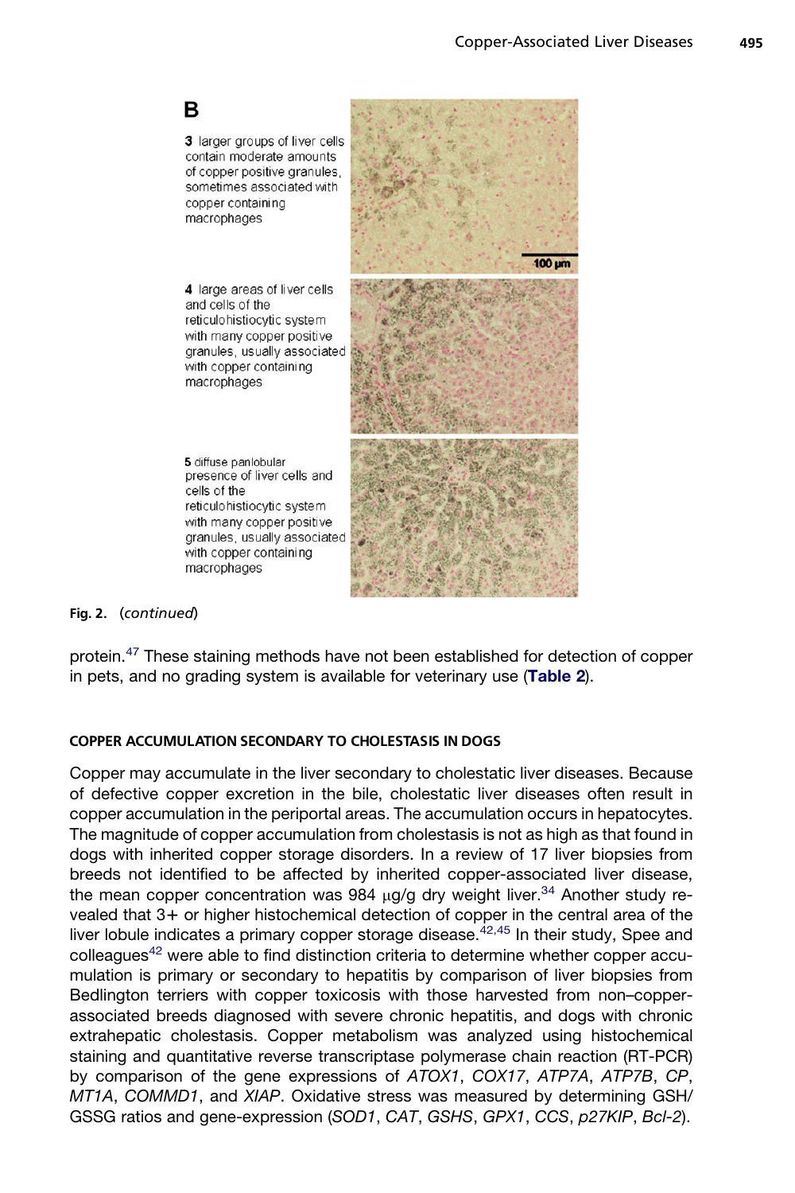**B**

**3** larger groups of liver cells contain moderate amounts of copper positive granules, sometimes associated with copper containing macrophages

**4** large areas of liver cells and cells of the reticulohistiocytic system with many copper positive granules, usually associated with copper containing macrophages

**5** diffuse panlobular presence of liver cells and cells of the reticulohistiocytic system with many copper positive granules, usually associated with copper containing macrophages

100 μm

**Fig. 2.** (*continued*)

protein.[47] These staining methods have not been established for detection of copper in pets, and no grading system is available for veterinary use (**Table 2**).

## COPPER ACCUMULATION SECONDARY TO CHOLESTASIS IN DOGS

Copper may accumulate in the liver secondary to cholestatic liver diseases. Because of defective copper excretion in the bile, cholestatic liver diseases often result in copper accumulation in the periportal areas. The accumulation occurs in hepatocytes. The magnitude of copper accumulation from cholestasis is not as high as that found in dogs with inherited copper storage disorders. In a review of 17 liver biopsies from breeds not identified to be affected by inherited copper-associated liver disease, the mean copper concentration was 984 μg/g dry weight liver.[34] Another study revealed that 3+ or higher histochemical detection of copper in the central area of the liver lobule indicates a primary copper storage disease.[42,45] In their study, Spee and colleagues[42] were able to find distinction criteria to determine whether copper accumulation is primary or secondary to hepatitis by comparison of liver biopsies from Bedlington terriers with copper toxicosis with those harvested from non–copper-associated breeds diagnosed with severe chronic hepatitis, and dogs with chronic extrahepatic cholestasis. Copper metabolism was analyzed using histochemical staining and quantitative reverse transcriptase polymerase chain reaction (RT-PCR) by comparison of the gene expressions of *ATOX1*, *COX17*, *ATP7A*, *ATP7B*, *CP*, *MT1A*, *COMMD1*, and *XIAP*. Oxidative stress was measured by determining GSH/GSSG ratios and gene-expression (*SOD1*, *CAT*, *GSHS*, *GPX1*, *CCS*, *p27KIP*, *Bcl-2*).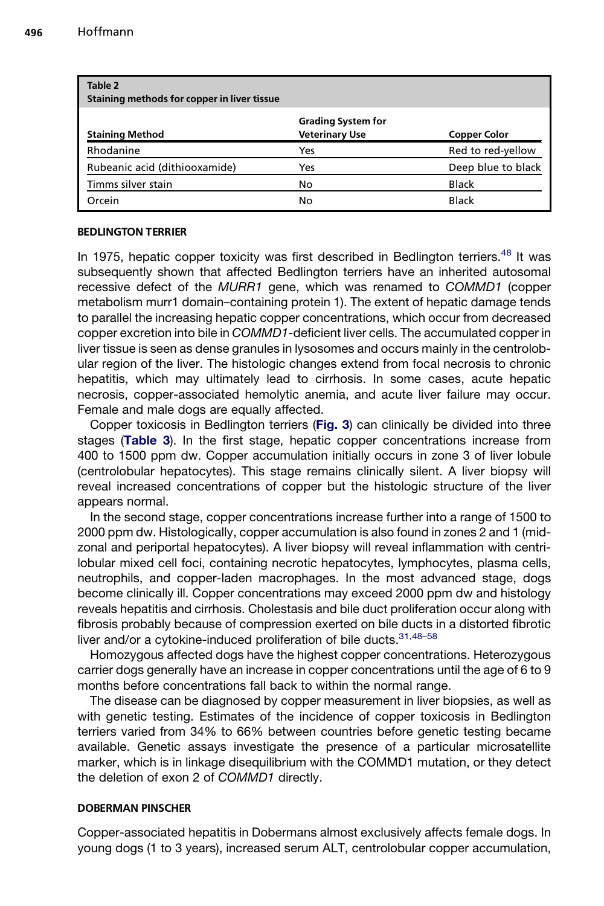**Table 2**
**Staining methods for copper in liver tissue**

| Staining Method | Grading System for Veterinary Use | Copper Color |
|---|---|---|
| Rhodanine | Yes | Red to red-yellow |
| Rubeanic acid (dithiooxamide) | Yes | Deep blue to black |
| Timms silver stain | No | Black |
| Orcein | No | Black |

## BEDLINGTON TERRIER

In 1975, hepatic copper toxicity was first described in Bedlington terriers.[48] It was subsequently shown that affected Bedlington terriers have an inherited autosomal recessive defect of the *MURR1* gene, which was renamed to *COMMD1* (copper metabolism murr1 domain–containing protein 1). The extent of hepatic damage tends to parallel the increasing hepatic copper concentrations, which occur from decreased copper excretion into bile in *COMMD1*-deficient liver cells. The accumulated copper in liver tissue is seen as dense granules in lysosomes and occurs mainly in the centrolobular region of the liver. The histologic changes extend from focal necrosis to chronic hepatitis, which may ultimately lead to cirrhosis. In some cases, acute hepatic necrosis, copper-associated hemolytic anemia, and acute liver failure may occur. Female and male dogs are equally affected.

Copper toxicosis in Bedlington terriers (**Fig. 3**) can clinically be divided into three stages (**Table 3**). In the first stage, hepatic copper concentrations increase from 400 to 1500 ppm dw. Copper accumulation initially occurs in zone 3 of liver lobule (centrolobular hepatocytes). This stage remains clinically silent. A liver biopsy will reveal increased concentrations of copper but the histologic structure of the liver appears normal.

In the second stage, copper concentrations increase further into a range of 1500 to 2000 ppm dw. Histologically, copper accumulation is also found in zones 2 and 1 (midzonal and periportal hepatocytes). A liver biopsy will reveal inflammation with centrilobular mixed cell foci, containing necrotic hepatocytes, lymphocytes, plasma cells, neutrophils, and copper-laden macrophages. In the most advanced stage, dogs become clinically ill. Copper concentrations may exceed 2000 ppm dw and histology reveals hepatitis and cirrhosis. Cholestasis and bile duct proliferation occur along with fibrosis probably because of compression exerted on bile ducts in a distorted fibrotic liver and/or a cytokine-induced proliferation of bile ducts.[31,48–58]

Homozygous affected dogs have the highest copper concentrations. Heterozygous carrier dogs generally have an increase in copper concentrations until the age of 6 to 9 months before concentrations fall back to within the normal range.

The disease can be diagnosed by copper measurement in liver biopsies, as well as with genetic testing. Estimates of the incidence of copper toxicosis in Bedlington terriers varied from 34% to 66% between countries before genetic testing became available. Genetic assays investigate the presence of a particular microsatellite marker, which is in linkage disequilibrium with the COMMD1 mutation, or they detect the deletion of exon 2 of *COMMD1* directly.

## DOBERMAN PINSCHER

Copper-associated hepatitis in Dobermans almost exclusively affects female dogs. In young dogs (1 to 3 years), increased serum ALT, centrolobular copper accumulation,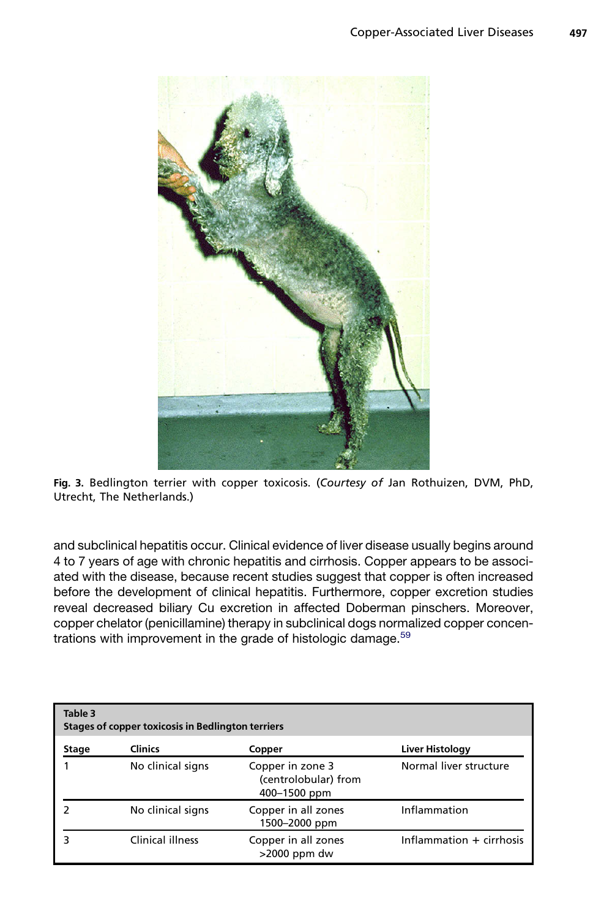Fig. 3. Bedlington terrier with copper toxicosis. (*Courtesy of* Jan Rothuizen, DVM, PhD, Utrecht, The Netherlands.)

and subclinical hepatitis occur. Clinical evidence of liver disease usually begins around 4 to 7 years of age with chronic hepatitis and cirrhosis. Copper appears to be associated with the disease, because recent studies suggest that copper is often increased before the development of clinical hepatitis. Furthermore, copper excretion studies reveal decreased biliary Cu excretion in affected Doberman pinschers. Moreover, copper chelator (penicillamine) therapy in subclinical dogs normalized copper concentrations with improvement in the grade of histologic damage.[59]

**Table 3**
**Stages of copper toxicosis in Bedlington terriers**

| Stage | Clinics | Copper | Liver Histology |
|---|---|---|---|
| 1 | No clinical signs | Copper in zone 3 (centrolobular) from 400–1500 ppm | Normal liver structure |
| 2 | No clinical signs | Copper in all zones 1500–2000 ppm | Inflammation |
| 3 | Clinical illness | Copper in all zones >2000 ppm dw | Inflammation + cirrhosis |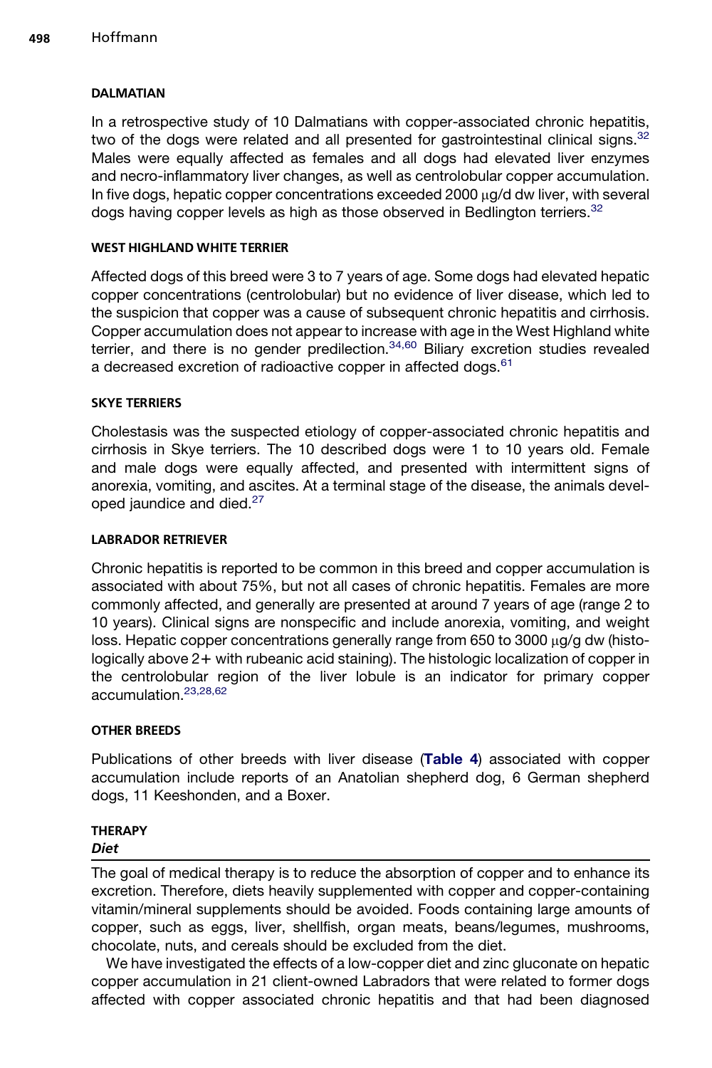## DALMATIAN

In a retrospective study of 10 Dalmatians with copper-associated chronic hepatitis, two of the dogs were related and all presented for gastrointestinal clinical signs.[32] Males were equally affected as females and all dogs had elevated liver enzymes and necro-inflammatory liver changes, as well as centrolobular copper accumulation. In five dogs, hepatic copper concentrations exceeded 2000 μg/d dw liver, with several dogs having copper levels as high as those observed in Bedlington terriers.[32]

## WEST HIGHLAND WHITE TERRIER

Affected dogs of this breed were 3 to 7 years of age. Some dogs had elevated hepatic copper concentrations (centrolobular) but no evidence of liver disease, which led to the suspicion that copper was a cause of subsequent chronic hepatitis and cirrhosis. Copper accumulation does not appear to increase with age in the West Highland white terrier, and there is no gender predilection.[34,60] Biliary excretion studies revealed a decreased excretion of radioactive copper in affected dogs.[61]

## SKYE TERRIERS

Cholestasis was the suspected etiology of copper-associated chronic hepatitis and cirrhosis in Skye terriers. The 10 described dogs were 1 to 10 years old. Female and male dogs were equally affected, and presented with intermittent signs of anorexia, vomiting, and ascites. At a terminal stage of the disease, the animals developed jaundice and died.[27]

## LABRADOR RETRIEVER

Chronic hepatitis is reported to be common in this breed and copper accumulation is associated with about 75%, but not all cases of chronic hepatitis. Females are more commonly affected, and generally are presented at around 7 years of age (range 2 to 10 years). Clinical signs are nonspecific and include anorexia, vomiting, and weight loss. Hepatic copper concentrations generally range from 650 to 3000 μg/g dw (histologically above 2+ with rubeanic acid staining). The histologic localization of copper in the centrolobular region of the liver lobule is an indicator for primary copper accumulation.[23,28,62]

## OTHER BREEDS

Publications of other breeds with liver disease (**Table 4**) associated with copper accumulation include reports of an Anatolian shepherd dog, 6 German shepherd dogs, 11 Keeshonden, and a Boxer.

## THERAPY

### *Diet*

The goal of medical therapy is to reduce the absorption of copper and to enhance its excretion. Therefore, diets heavily supplemented with copper and copper-containing vitamin/mineral supplements should be avoided. Foods containing large amounts of copper, such as eggs, liver, shellfish, organ meats, beans/legumes, mushrooms, chocolate, nuts, and cereals should be excluded from the diet.

We have investigated the effects of a low-copper diet and zinc gluconate on hepatic copper accumulation in 21 client-owned Labradors that were related to former dogs affected with copper associated chronic hepatitis and that had been diagnosed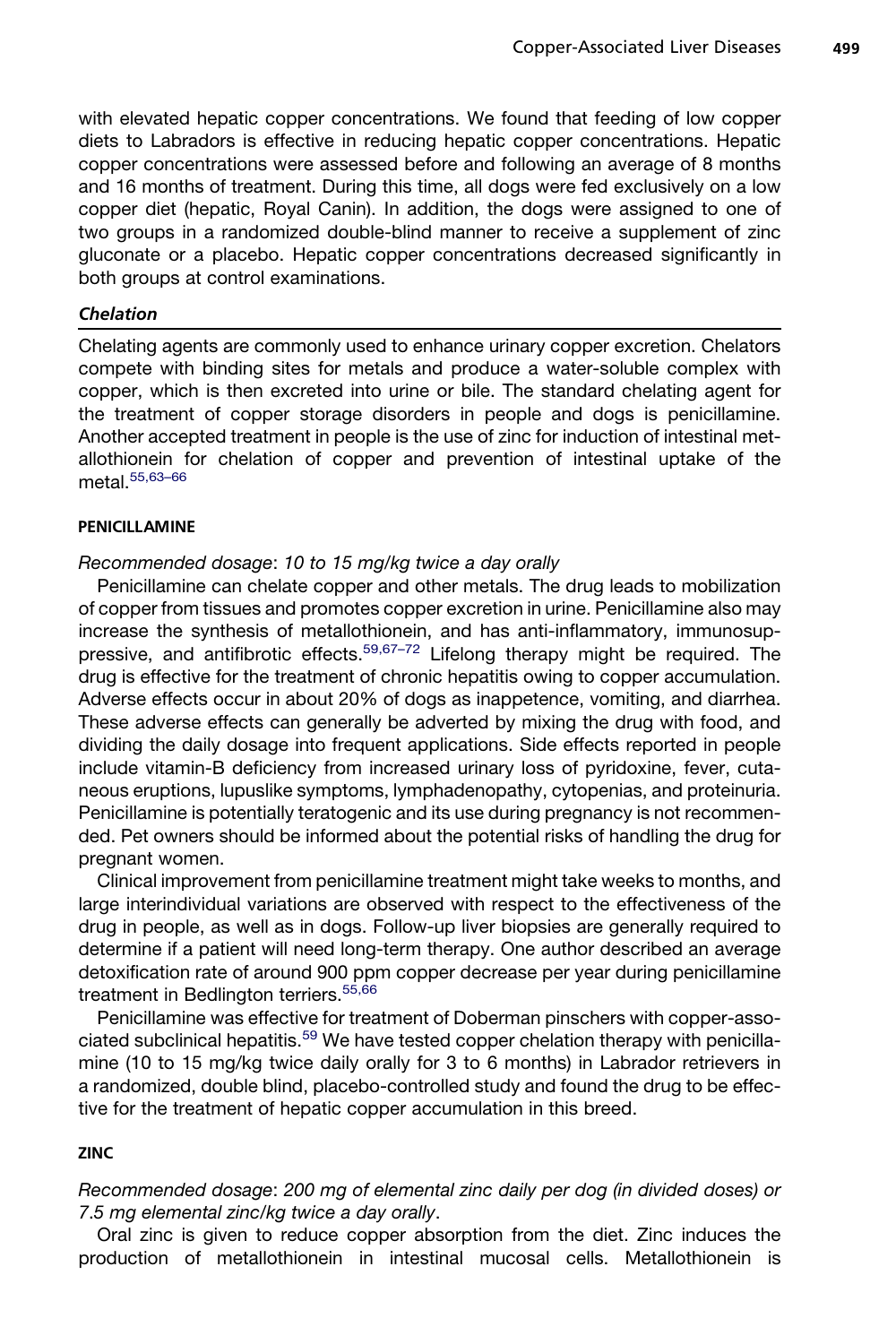with elevated hepatic copper concentrations. We found that feeding of low copper diets to Labradors is effective in reducing hepatic copper concentrations. Hepatic copper concentrations were assessed before and following an average of 8 months and 16 months of treatment. During this time, all dogs were fed exclusively on a low copper diet (hepatic, Royal Canin). In addition, the dogs were assigned to one of two groups in a randomized double-blind manner to receive a supplement of zinc gluconate or a placebo. Hepatic copper concentrations decreased significantly in both groups at control examinations.

### *Chelation*

Chelating agents are commonly used to enhance urinary copper excretion. Chelators compete with binding sites for metals and produce a water-soluble complex with copper, which is then excreted into urine or bile. The standard chelating agent for the treatment of copper storage disorders in people and dogs is penicillamine. Another accepted treatment in people is the use of zinc for induction of intestinal metallothionein for chelation of copper and prevention of intestinal uptake of the metal.[55,63–66]

#### PENICILLAMINE

*Recommended dosage*: *10 to 15 mg/kg twice a day orally*

Penicillamine can chelate copper and other metals. The drug leads to mobilization of copper from tissues and promotes copper excretion in urine. Penicillamine also may increase the synthesis of metallothionein, and has anti-inflammatory, immunosuppressive, and antifibrotic effects.[59,67–72] Lifelong therapy might be required. The drug is effective for the treatment of chronic hepatitis owing to copper accumulation. Adverse effects occur in about 20% of dogs as inappetence, vomiting, and diarrhea. These adverse effects can generally be adverted by mixing the drug with food, and dividing the daily dosage into frequent applications. Side effects reported in people include vitamin-B deficiency from increased urinary loss of pyridoxine, fever, cutaneous eruptions, lupuslike symptoms, lymphadenopathy, cytopenias, and proteinuria. Penicillamine is potentially teratogenic and its use during pregnancy is not recommended. Pet owners should be informed about the potential risks of handling the drug for pregnant women.

Clinical improvement from penicillamine treatment might take weeks to months, and large interindividual variations are observed with respect to the effectiveness of the drug in people, as well as in dogs. Follow-up liver biopsies are generally required to determine if a patient will need long-term therapy. One author described an average detoxification rate of around 900 ppm copper decrease per year during penicillamine treatment in Bedlington terriers.[55,66]

Penicillamine was effective for treatment of Doberman pinschers with copper-associated subclinical hepatitis.[59] We have tested copper chelation therapy with penicillamine (10 to 15 mg/kg twice daily orally for 3 to 6 months) in Labrador retrievers in a randomized, double blind, placebo-controlled study and found the drug to be effective for the treatment of hepatic copper accumulation in this breed.

#### ZINC

*Recommended dosage*: *200 mg of elemental zinc daily per dog (in divided doses) or 7.5 mg elemental zinc/kg twice a day orally*.

Oral zinc is given to reduce copper absorption from the diet. Zinc induces the production of metallothionein in intestinal mucosal cells. Metallothionein is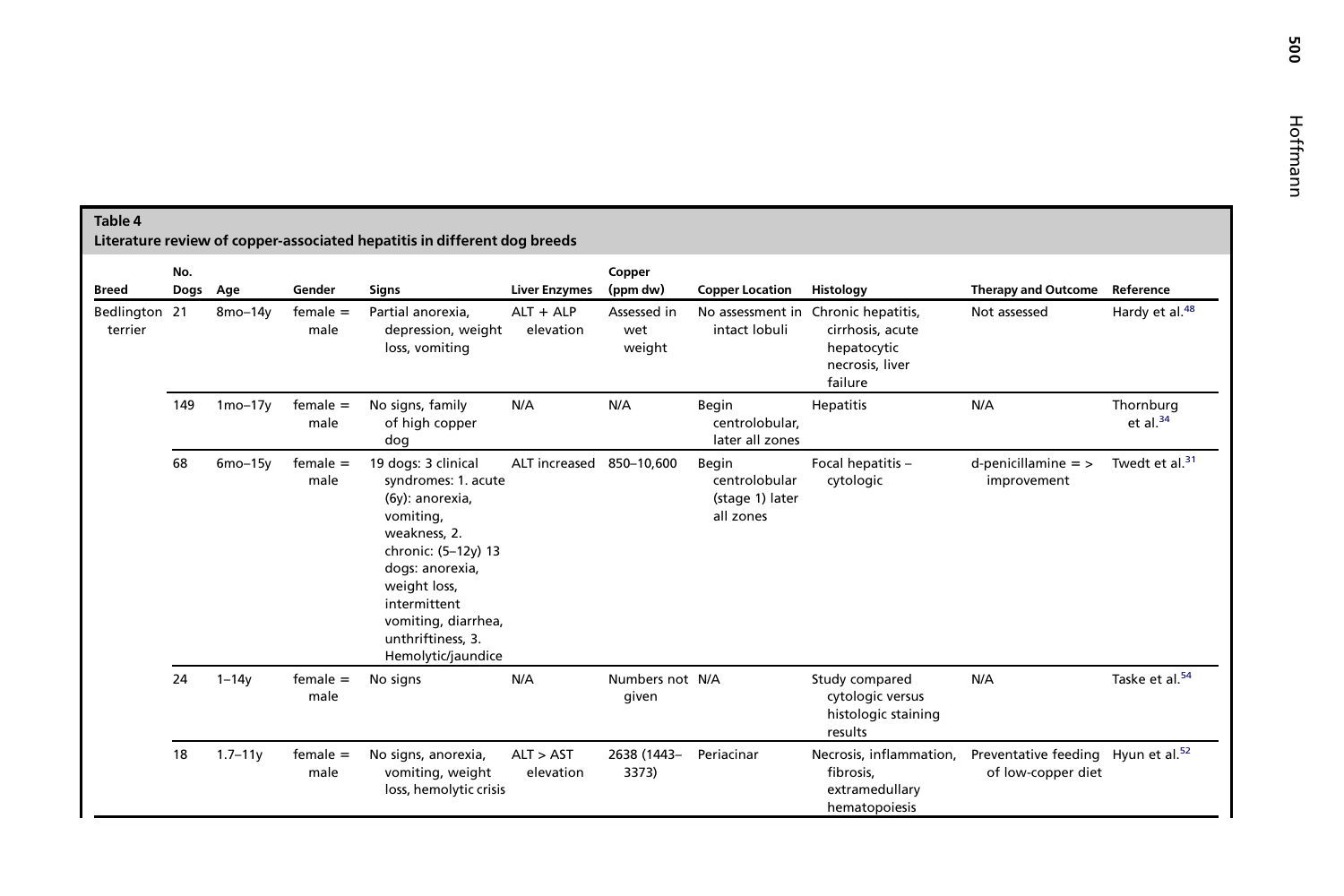**Table 4**
**Literature review of copper-associated hepatitis in different dog breeds**

| Breed | No. Dogs | Age | Gender | Signs | Liver Enzymes | Copper (ppm dw) | Copper Location | Histology | Therapy and Outcome | Reference |
|---|---|---|---|---|---|---|---|---|---|---|
| Bedlington terrier | 21 | 8mo–14y | female = male | Partial anorexia, depression, weight loss, vomiting | ALT + ALP elevation | Assessed in wet weight | No assessment in intact lobuli | Chronic hepatitis, cirrhosis, acute hepatocytic necrosis, liver failure | Not assessed | Hardy et al.[48] |
| | 149 | 1mo–17y | female = male | No signs, family of high copper dog | N/A | N/A | Begin centrolobular, later all zones | Hepatitis | N/A | Thornburg et al.[34] |
| | 68 | 6mo–15y | female = male | 19 dogs: 3 clinical syndromes: 1. acute (6y): anorexia, vomiting, weakness, 2. chronic: (5–12y) 13 dogs: anorexia, weight loss, intermittent vomiting, diarrhea, unthriftiness, 3. Hemolytic/jaundice | ALT increased | 850–10,600 | Begin centrolobular (stage 1) later all zones | Focal hepatitis – cytologic | d-penicillamine = > improvement | Twedt et al.[31] |
| | 24 | 1–14y | female = male | No signs | N/A | Numbers not given | N/A | Study compared cytologic versus histologic staining results | N/A | Taske et al.[54] |
| | 18 | 1.7–11y | female = male | No signs, anorexia, vomiting, weight loss, hemolytic crisis | ALT > AST elevation | 2638 (1443–3373) | Periacinar | Necrosis, inflammation, fibrosis, extramedullary hematopoiesis | Preventative feeding of low-copper diet | Hyun et al.[52] |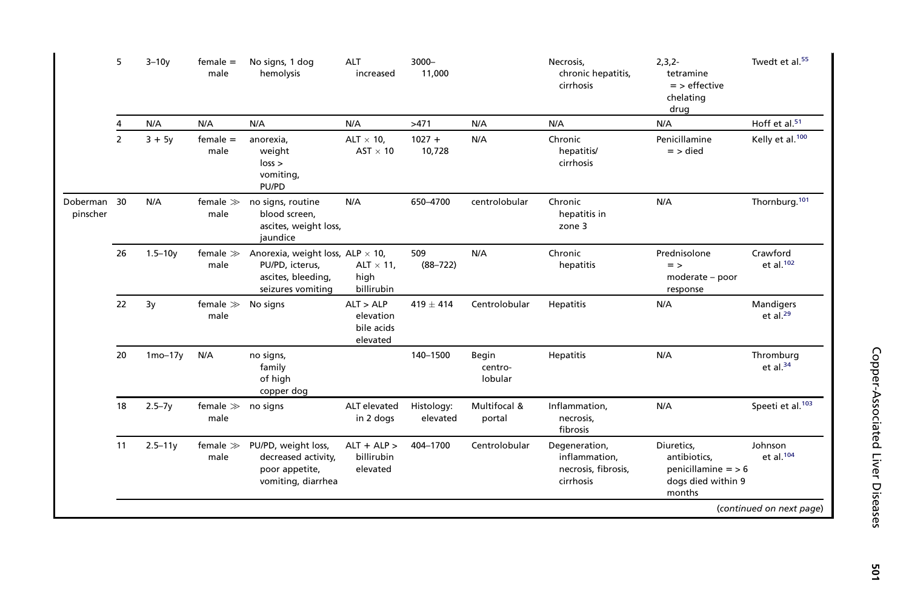| | 5 | 3–10y | female = male | No signs, 1 dog hemolysis | ALT increased | 3000–11,000 | | Necrosis, chronic hepatitis, cirrhosis | 2,3,2-tetramine => effective chelating drug | Twedt et al.[55] |
|---|---|---|---|---|---|---|---|---|---|---|
| | 4 | N/A | N/A | N/A | N/A | >471 | N/A | N/A | N/A | Hoff et al.[51] |
| | 2 | 3 + 5y | female = male | anorexia, weight loss > vomiting, PU/PD | ALT × 10, AST × 10 | 1027 + 10,728 | N/A | Chronic hepatitis/ cirrhosis | Penicillamine => died | Kelly et al.[100] |
| Doberman pinscher | 30 | N/A | female ≫ male | no signs, routine blood screen, ascites, weight loss, jaundice | N/A | 650–4700 | centrolobular | Chronic hepatitis in zone 3 | N/A | Thornburg.[101] |
| | 26 | 1.5–10y | female ≫ male | Anorexia, weight loss, PU/PD, icterus, ascites, bleeding, seizures vomiting | ALP × 10, ALT × 11, high billirubin | 509 (88–722) | N/A | Chronic hepatitis | Prednisolone => moderate – poor response | Crawford et al.[102] |
| | 22 | 3y | female ≫ male | No signs | ALT > ALP elevation bile acids elevated | 419 ± 414 | Centrolobular | Hepatitis | N/A | Mandigers et al.[29] |
| | 20 | 1mo–17y | N/A | no signs, family of high copper dog | | 140–1500 | Begin centro-lobular | Hepatitis | N/A | Thromburg et al.[34] |
| | 18 | 2.5–7y | female ≫ male | no signs | ALT elevated in 2 dogs | Histology: elevated | Multifocal & portal | Inflammation, necrosis, fibrosis | N/A | Speeti et al.[103] |
| | 11 | 2.5–11y | female ≫ male | PU/PD, weight loss, decreased activity, poor appetite, vomiting, diarrhea | ALT + ALP > billirubin elevated | 404–1700 | Centrolobular | Degeneration, inflammation, necrosis, fibrosis, cirrhosis | Diuretics, antibiotics, penicillamine => 6 dogs died within 9 months | Johnson et al.[104] |

(*continued on next page*)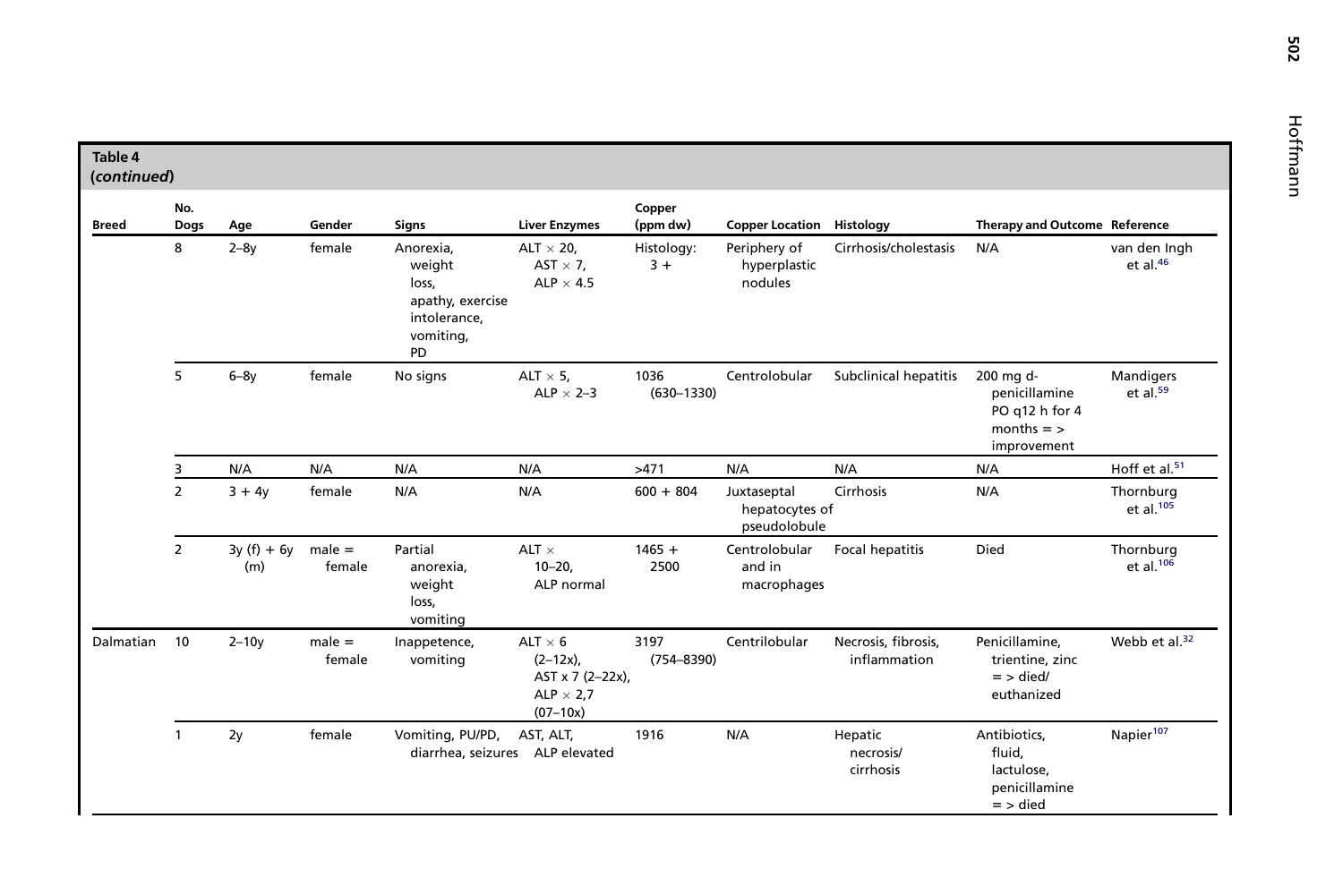**Table 4**
**(*continued*)**

| Breed | No. Dogs | Age | Gender | Signs | Liver Enzymes | Copper (ppm dw) | Copper Location | Histology | Therapy and Outcome | Reference |
|---|---|---|---|---|---|---|---|---|---|---|
| | 8 | 2–8y | female | Anorexia, weight loss, apathy, exercise intolerance, vomiting, PD | ALT × 20, AST × 7, ALP × 4.5 | Histology: 3 + | Periphery of hyperplastic nodules | Cirrhosis/cholestasis | N/A | van den Ingh et al.[46] |
| | 5 | 6–8y | female | No signs | ALT × 5, ALP × 2–3 | 1036 (630–1330) | Centrolobular | Subclinical hepatitis | 200 mg d-penicillamine PO q12 h for 4 months = > improvement | Mandigers et al.[59] |
| | 3 | N/A | N/A | N/A | N/A | >471 | N/A | N/A | N/A | Hoff et al.[51] |
| | 2 | 3 + 4y | female | N/A | N/A | 600 + 804 | Juxtaseptal hepatocytes of pseudolobule | Cirrhosis | N/A | Thornburg et al.[105] |
| | 2 | 3y (f) + 6y (m) | male = female | Partial anorexia, weight loss, vomiting | ALT × 10–20, ALP normal | 1465 + 2500 | Centrolobular and in macrophages | Focal hepatitis | Died | Thornburg et al.[106] |
| Dalmatian | 10 | 2–10y | male = female | Inappetence, vomiting | ALT × 6 (2–12x), AST x 7 (2–22x), ALP × 2,7 (07–10x) | 3197 (754–8390) | Centrilobular | Necrosis, fibrosis, inflammation | Penicillamine, trientine, zinc = > died/ euthanized | Webb et al.[32] |
| | 1 | 2y | female | Vomiting, PU/PD, diarrhea, seizures | AST, ALT, ALP elevated | 1916 | N/A | Hepatic necrosis/ cirrhosis | Antibiotics, fluid, lactulose, penicillamine = > died | Napier[107] |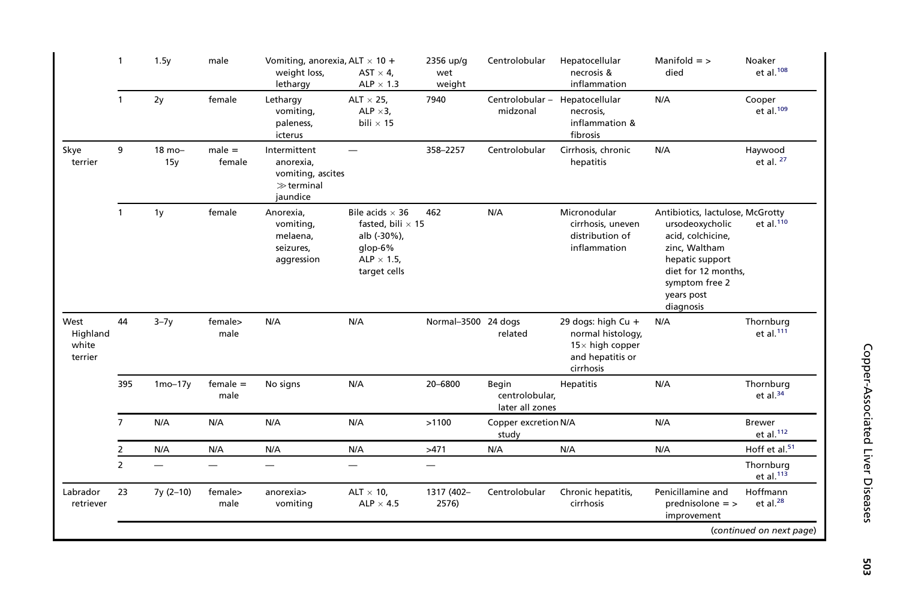| | 1 | 1.5y | male | Vomiting, anorexia, weight loss, lethargy | ALT × 10 + AST × 4, ALP × 1.3 | 2356 up/g wet weight | Centrolobular | Hepatocellular necrosis & inflammation | Manifold => died | Noaker et al.[108] |
|---|---|---|---|---|---|---|---|---|---|---|
| | 1 | 2y | female | Lethargy vomiting, paleness, icterus | ALT × 25, ALP ×3, bili × 15 | 7940 | Centrolobular – midzonal | Hepatocellular necrosis, inflammation & fibrosis | N/A | Cooper et al.[109] |
| Skye terrier | 9 | 18 mo–15y | male = female | Intermittent anorexia, vomiting, ascites ≫ terminal jaundice | — | 358–2257 | Centrolobular | Cirrhosis, chronic hepatitis | N/A | Haywood et al. [27] |
| | 1 | 1y | female | Anorexia, vomiting, melaena, seizures, aggression | Bile acids × 36 fasted, bili × 15 alb (-30%), glop-6% ALP × 1.5, target cells | 462 | N/A | Micronodular cirrhosis, uneven distribution of inflammation | Antibiotics, lactulose, ursodeoxycholic acid, colchicine, zinc, Waltham hepatic support diet for 12 months, symptom free 2 years post diagnosis | McGrotty et al.[110] |
| West Highland white terrier | 44 | 3–7y | female> male | N/A | N/A | Normal–3500 | 24 dogs related | 29 dogs: high Cu + normal histology, 15× high copper and hepatitis or cirrhosis | N/A | Thornburg et al.[111] |
| | 395 | 1mo–17y | female = male | No signs | N/A | 20–6800 | Begin centrolobular, later all zones | Hepatitis | N/A | Thornburg et al.[34] |
| | 7 | N/A | N/A | N/A | N/A | >1100 | Copper excretion study | N/A | N/A | Brewer et al.[112] |
| | 2 | N/A | N/A | N/A | N/A | >471 | N/A | N/A | N/A | Hoff et al.[51] |
| | 2 | — | — | — | — | — | | | | Thornburg et al.[113] |
| Labrador retriever | 23 | 7y (2–10) | female> male | anorexia> vomiting | ALT × 10, ALP × 4.5 | 1317 (402–2576) | Centrolobular | Chronic hepatitis, cirrhosis | Penicillamine and prednisolone => improvement | Hoffmann et al.[28] |

(*continued on next page*)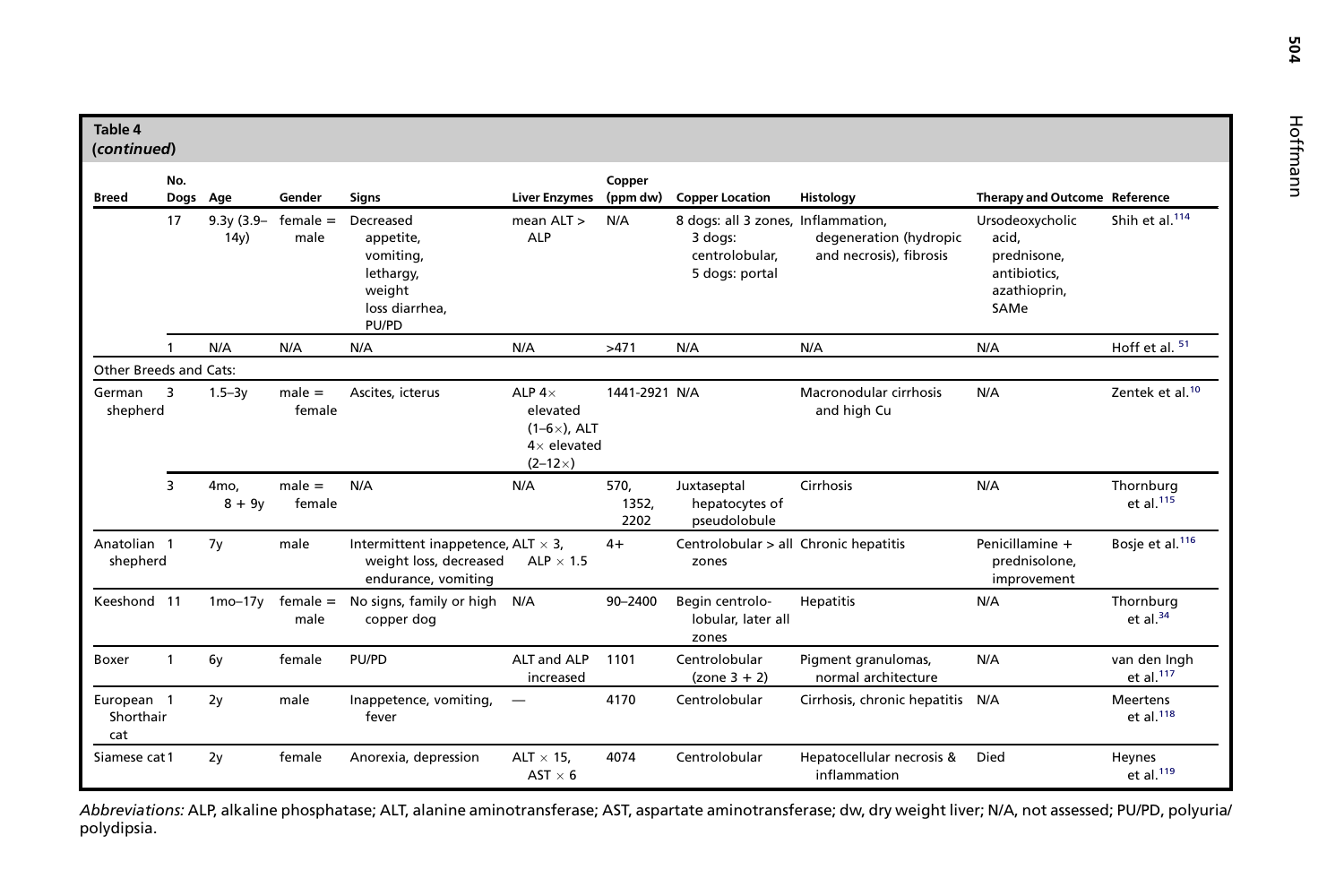**Table 4**
**(*continued*)**

| Breed | No. Dogs | Age | Gender | Signs | Liver Enzymes | Copper (ppm dw) | Copper Location | Histology | Therapy and Outcome | Reference |
|---|---|---|---|---|---|---|---|---|---|---|
| | 17 | 9.3y (3.9–14y) | female = male | Decreased appetite, vomiting, lethargy, weight loss diarrhea, PU/PD | mean ALT > ALP | N/A | 8 dogs: all 3 zones, 3 dogs: centrolobular, 5 dogs: portal | Inflammation, degeneration (hydropic and necrosis), fibrosis | Ursodeoxycholic acid, prednisone, antibiotics, azathioprin, SAMe | Shih et al.[114] |
| | 1 | N/A | N/A | N/A | N/A | >471 | N/A | N/A | N/A | Hoff et al.[51] |
| Other Breeds and Cats: | | | | | | | | | | |
| German shepherd | 3 | 1.5–3y | male = female | Ascites, icterus | ALP 4× elevated (1–6×), ALT 4× elevated (2–12×) | 1441-2921 | N/A | Macronodular cirrhosis and high Cu | N/A | Zentek et al.[10] |
| | 3 | 4mo, 8 + 9y | male = female | N/A | N/A | 570, 1352, 2202 | Juxtaseptal hepatocytes of pseudolobule | Cirrhosis | N/A | Thornburg et al.[115] |
| Anatolian shepherd | 1 | 7y | male | Intermittent inappetence, weight loss, decreased endurance, vomiting | ALT × 3, ALP × 1.5 | 4+ | Centrolobular > all zones | Chronic hepatitis | Penicillamine + prednisolone, improvement | Bosje et al.[116] |
| Keeshond | 11 | 1mo–17y | female = male | No signs, family or high copper dog | N/A | 90–2400 | Begin centrolobular, later all zones | Hepatitis | N/A | Thornburg et al.[34] |
| Boxer | 1 | 6y | female | PU/PD | ALT and ALP increased | 1101 | Centrolobular (zone 3 + 2) | Pigment granulomas, normal architecture | N/A | van den Ingh et al.[117] |
| European Shorthair cat | 1 | 2y | male | Inappetence, vomiting, fever | — | 4170 | Centrolobular | Cirrhosis, chronic hepatitis | N/A | Meertens et al.[118] |
| Siamese cat | 1 | 2y | female | Anorexia, depression | ALT × 15, AST × 6 | 4074 | Centrolobular | Hepatocellular necrosis & inflammation | Died | Heynes et al.[119] |

*Abbreviations:* ALP, alkaline phosphatase; ALT, alanine aminotransferase; AST, aspartate aminotransferase; dw, dry weight liver; N/A, not assessed; PU/PD, polyuria/polydipsia.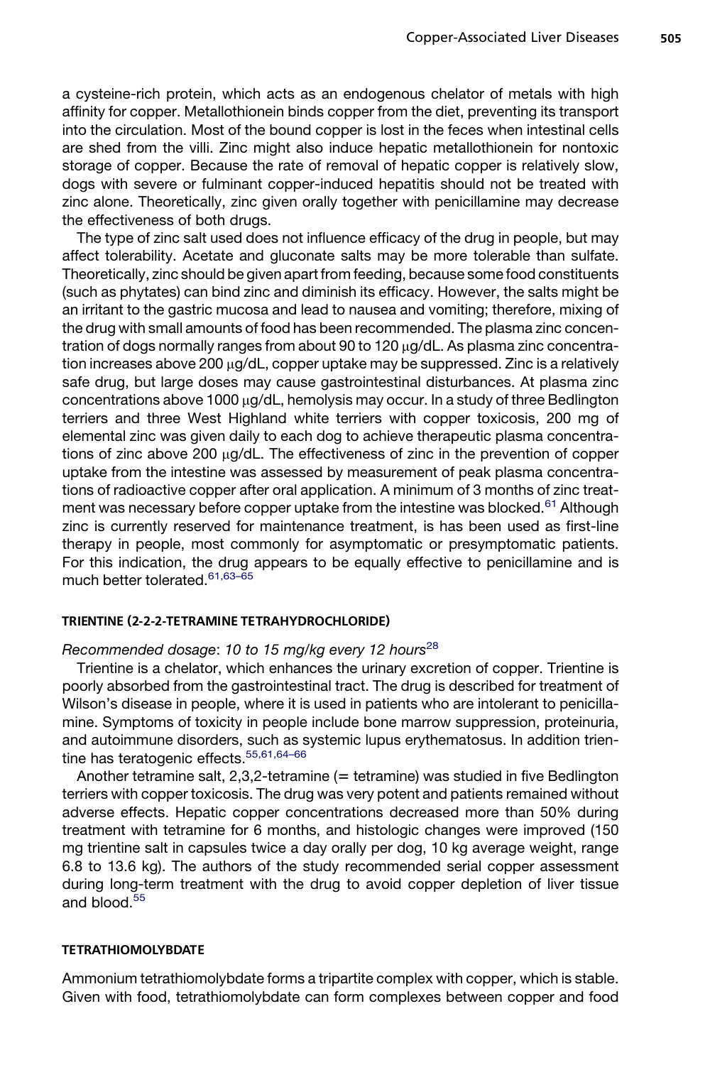a cysteine-rich protein, which acts as an endogenous chelator of metals with high affinity for copper. Metallothionein binds copper from the diet, preventing its transport into the circulation. Most of the bound copper is lost in the feces when intestinal cells are shed from the villi. Zinc might also induce hepatic metallothionein for nontoxic storage of copper. Because the rate of removal of hepatic copper is relatively slow, dogs with severe or fulminant copper-induced hepatitis should not be treated with zinc alone. Theoretically, zinc given orally together with penicillamine may decrease the effectiveness of both drugs.

The type of zinc salt used does not influence efficacy of the drug in people, but may affect tolerability. Acetate and gluconate salts may be more tolerable than sulfate. Theoretically, zinc should be given apart from feeding, because some food constituents (such as phytates) can bind zinc and diminish its efficacy. However, the salts might be an irritant to the gastric mucosa and lead to nausea and vomiting; therefore, mixing of the drug with small amounts of food has been recommended. The plasma zinc concentration of dogs normally ranges from about 90 to 120 μg/dL. As plasma zinc concentration increases above 200 μg/dL, copper uptake may be suppressed. Zinc is a relatively safe drug, but large doses may cause gastrointestinal disturbances. At plasma zinc concentrations above 1000 μg/dL, hemolysis may occur. In a study of three Bedlington terriers and three West Highland white terriers with copper toxicosis, 200 mg of elemental zinc was given daily to each dog to achieve therapeutic plasma concentrations of zinc above 200 μg/dL. The effectiveness of zinc in the prevention of copper uptake from the intestine was assessed by measurement of peak plasma concentrations of radioactive copper after oral application. A minimum of 3 months of zinc treatment was necessary before copper uptake from the intestine was blocked.[61] Although zinc is currently reserved for maintenance treatment, is has been used as first-line therapy in people, most commonly for asymptomatic or presymptomatic patients. For this indication, the drug appears to be equally effective to penicillamine and is much better tolerated.[61,63–65]

#### TRIENTINE (2-2-2-TETRAMINE TETRAHYDROCHLORIDE)

*Recommended dosage*: *10 to 15 mg/kg every 12 hours*[28]

Trientine is a chelator, which enhances the urinary excretion of copper. Trientine is poorly absorbed from the gastrointestinal tract. The drug is described for treatment of Wilson's disease in people, where it is used in patients who are intolerant to penicillamine. Symptoms of toxicity in people include bone marrow suppression, proteinuria, and autoimmune disorders, such as systemic lupus erythematosus. In addition trientine has teratogenic effects.[55,61,64–66]

Another tetramine salt, 2,3,2-tetramine (= tetramine) was studied in five Bedlington terriers with copper toxicosis. The drug was very potent and patients remained without adverse effects. Hepatic copper concentrations decreased more than 50% during treatment with tetramine for 6 months, and histologic changes were improved (150 mg trientine salt in capsules twice a day orally per dog, 10 kg average weight, range 6.8 to 13.6 kg). The authors of the study recommended serial copper assessment during long-term treatment with the drug to avoid copper depletion of liver tissue and blood.[55]

#### TETRATHIOMOLYBDATE

Ammonium tetrathiomolybdate forms a tripartite complex with copper, which is stable. Given with food, tetrathiomolybdate can form complexes between copper and food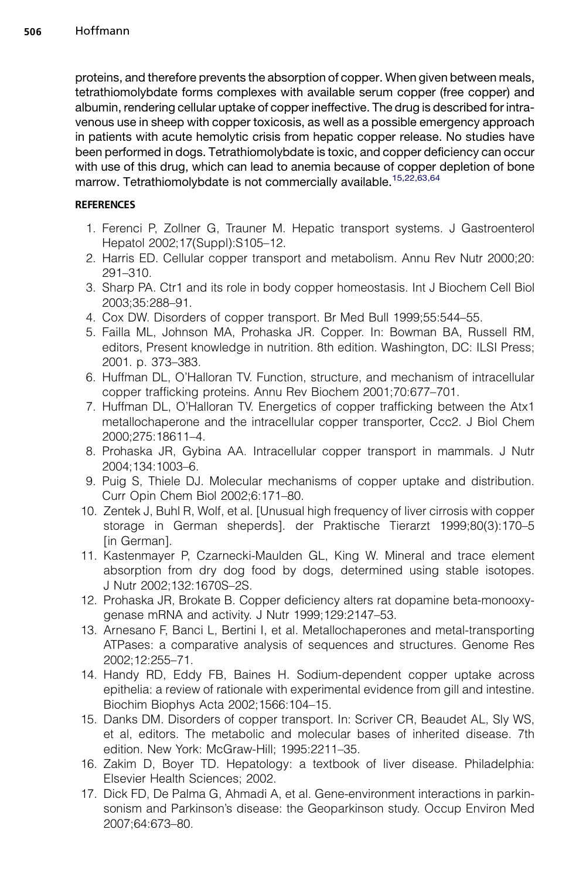proteins, and therefore prevents the absorption of copper. When given between meals, tetrathiomolybdate forms complexes with available serum copper (free copper) and albumin, rendering cellular uptake of copper ineffective. The drug is described for intravenous use in sheep with copper toxicosis, as well as a possible emergency approach in patients with acute hemolytic crisis from hepatic copper release. No studies have been performed in dogs. Tetrathiomolybdate is toxic, and copper deficiency can occur with use of this drug, which can lead to anemia because of copper depletion of bone marrow. Tetrathiomolybdate is not commercially available.[15,22,63,64]

## REFERENCES

1. Ferenci P, Zollner G, Trauner M. Hepatic transport systems. J Gastroenterol Hepatol 2002;17(Suppl):S105–12.
2. Harris ED. Cellular copper transport and metabolism. Annu Rev Nutr 2000;20: 291–310.
3. Sharp PA. Ctr1 and its role in body copper homeostasis. Int J Biochem Cell Biol 2003;35:288–91.
4. Cox DW. Disorders of copper transport. Br Med Bull 1999;55:544–55.
5. Failla ML, Johnson MA, Prohaska JR. Copper. In: Bowman BA, Russell RM, editors, Present knowledge in nutrition. 8th edition. Washington, DC: ILSI Press; 2001. p. 373–383.
6. Huffman DL, O'Halloran TV. Function, structure, and mechanism of intracellular copper trafficking proteins. Annu Rev Biochem 2001;70:677–701.
7. Huffman DL, O'Halloran TV. Energetics of copper trafficking between the Atx1 metallochaperone and the intracellular copper transporter, Ccc2. J Biol Chem 2000;275:18611–4.
8. Prohaska JR, Gybina AA. Intracellular copper transport in mammals. J Nutr 2004;134:1003–6.
9. Puig S, Thiele DJ. Molecular mechanisms of copper uptake and distribution. Curr Opin Chem Biol 2002;6:171–80.
10. Zentek J, Buhl R, Wolf, et al. [Unusual high frequency of liver cirrhosis with copper storage in German sheperds]. der Praktische Tierarzt 1999;80(3):170–5 [in German].
11. Kastenmayer P, Czarnecki-Maulden GL, King W. Mineral and trace element absorption from dry dog food by dogs, determined using stable isotopes. J Nutr 2002;132:1670S–2S.
12. Prohaska JR, Brokate B. Copper deficiency alters rat dopamine beta-monooxygenase mRNA and activity. J Nutr 1999;129:2147–53.
13. Arnesano F, Banci L, Bertini I, et al. Metallochaperones and metal-transporting ATPases: a comparative analysis of sequences and structures. Genome Res 2002;12:255–71.
14. Handy RD, Eddy FB, Baines H. Sodium-dependent copper uptake across epithelia: a review of rationale with experimental evidence from gill and intestine. Biochim Biophys Acta 2002;1566:104–15.
15. Danks DM. Disorders of copper transport. In: Scriver CR, Beaudet AL, Sly WS, et al, editors. The metabolic and molecular bases of inherited disease. 7th edition. New York: McGraw-Hill; 1995:2211–35.
16. Zakim D, Boyer TD. Hepatology: a textbook of liver disease. Philadelphia: Elsevier Health Sciences; 2002.
17. Dick FD, De Palma G, Ahmadi A, et al. Gene-environment interactions in parkinsonism and Parkinson's disease: the Geoparkinson study. Occup Environ Med 2007;64:673–80.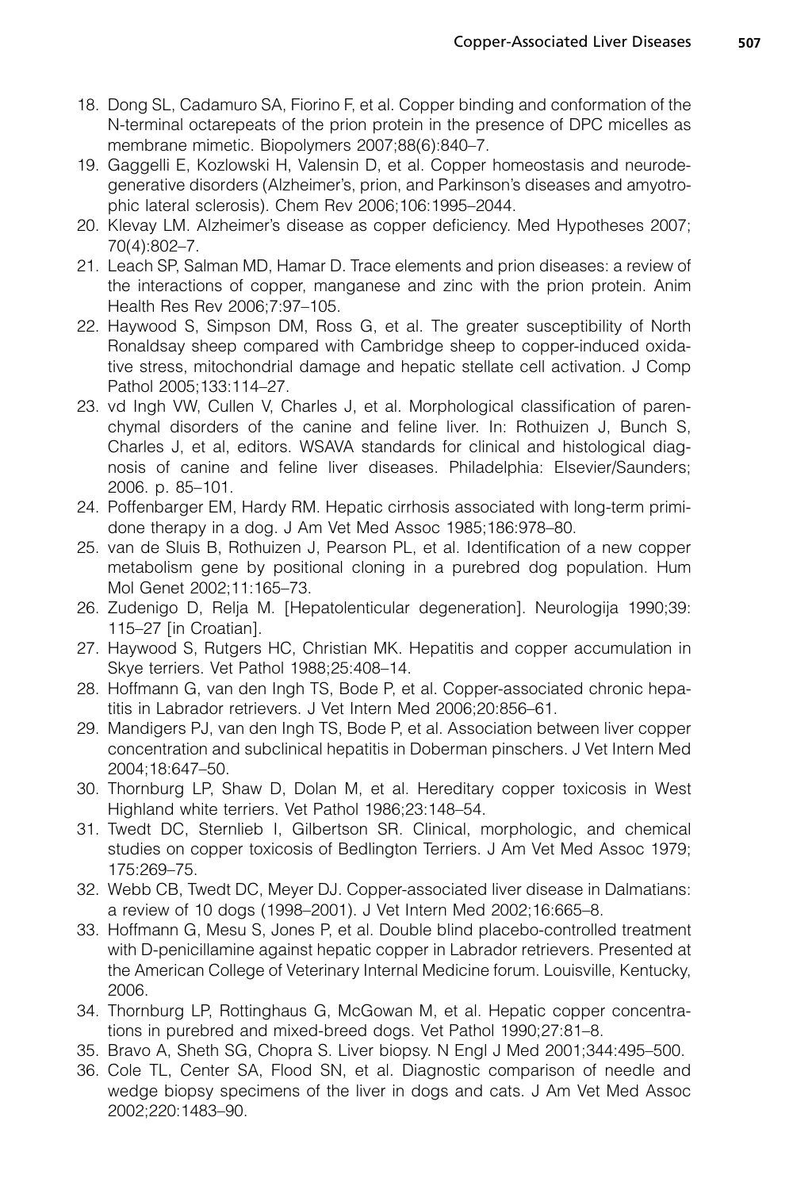18. Dong SL, Cadamuro SA, Fiorino F, et al. Copper binding and conformation of the N-terminal octarepeats of the prion protein in the presence of DPC micelles as membrane mimetic. Biopolymers 2007;88(6):840–7.
19. Gaggelli E, Kozlowski H, Valensin D, et al. Copper homeostasis and neurodegenerative disorders (Alzheimer's, prion, and Parkinson's diseases and amyotrophic lateral sclerosis). Chem Rev 2006;106:1995–2044.
20. Klevay LM. Alzheimer's disease as copper deficiency. Med Hypotheses 2007; 70(4):802–7.
21. Leach SP, Salman MD, Hamar D. Trace elements and prion diseases: a review of the interactions of copper, manganese and zinc with the prion protein. Anim Health Res Rev 2006;7:97–105.
22. Haywood S, Simpson DM, Ross G, et al. The greater susceptibility of North Ronaldsay sheep compared with Cambridge sheep to copper-induced oxidative stress, mitochondrial damage and hepatic stellate cell activation. J Comp Pathol 2005;133:114–27.
23. vd Ingh VW, Cullen V, Charles J, et al. Morphological classification of parenchymal disorders of the canine and feline liver. In: Rothuizen J, Bunch S, Charles J, et al, editors. WSAVA standards for clinical and histological diagnosis of canine and feline liver diseases. Philadelphia: Elsevier/Saunders; 2006. p. 85–101.
24. Poffenbarger EM, Hardy RM. Hepatic cirrhosis associated with long-term primidone therapy in a dog. J Am Vet Med Assoc 1985;186:978–80.
25. van de Sluis B, Rothuizen J, Pearson PL, et al. Identification of a new copper metabolism gene by positional cloning in a purebred dog population. Hum Mol Genet 2002;11:165–73.
26. Zudenigo D, Relja M. [Hepatolenticular degeneration]. Neurologija 1990;39: 115–27 [in Croatian].
27. Haywood S, Rutgers HC, Christian MK. Hepatitis and copper accumulation in Skye terriers. Vet Pathol 1988;25:408–14.
28. Hoffmann G, van den Ingh TS, Bode P, et al. Copper-associated chronic hepatitis in Labrador retrievers. J Vet Intern Med 2006;20:856–61.
29. Mandigers PJ, van den Ingh TS, Bode P, et al. Association between liver copper concentration and subclinical hepatitis in Doberman pinschers. J Vet Intern Med 2004;18:647–50.
30. Thornburg LP, Shaw D, Dolan M, et al. Hereditary copper toxicosis in West Highland white terriers. Vet Pathol 1986;23:148–54.
31. Twedt DC, Sternlieb I, Gilbertson SR. Clinical, morphologic, and chemical studies on copper toxicosis of Bedlington Terriers. J Am Vet Med Assoc 1979; 175:269–75.
32. Webb CB, Twedt DC, Meyer DJ. Copper-associated liver disease in Dalmatians: a review of 10 dogs (1998–2001). J Vet Intern Med 2002;16:665–8.
33. Hoffmann G, Mesu S, Jones P, et al. Double blind placebo-controlled treatment with D-penicillamine against hepatic copper in Labrador retrievers. Presented at the American College of Veterinary Internal Medicine forum. Louisville, Kentucky, 2006.
34. Thornburg LP, Rottinghaus G, McGowan M, et al. Hepatic copper concentrations in purebred and mixed-breed dogs. Vet Pathol 1990;27:81–8.
35. Bravo A, Sheth SG, Chopra S. Liver biopsy. N Engl J Med 2001;344:495–500.
36. Cole TL, Center SA, Flood SN, et al. Diagnostic comparison of needle and wedge biopsy specimens of the liver in dogs and cats. J Am Vet Med Assoc 2002;220:1483–90.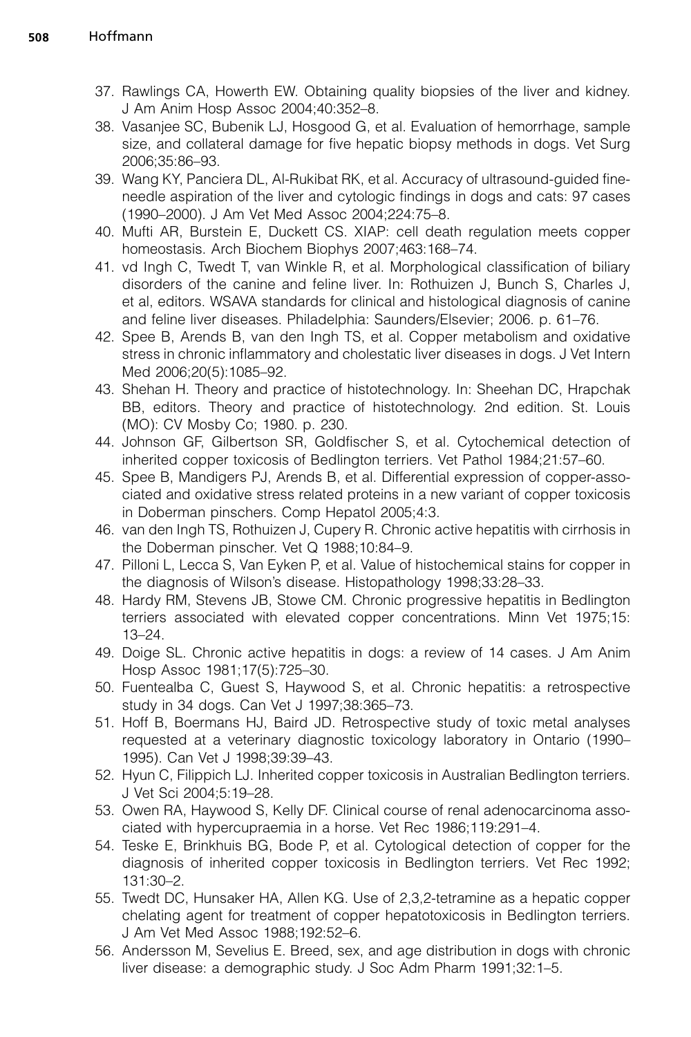37. Rawlings CA, Howerth EW. Obtaining quality biopsies of the liver and kidney. J Am Anim Hosp Assoc 2004;40:352–8.
38. Vasanjee SC, Bubenik LJ, Hosgood G, et al. Evaluation of hemorrhage, sample size, and collateral damage for five hepatic biopsy methods in dogs. Vet Surg 2006;35:86–93.
39. Wang KY, Panciera DL, Al-Rukibat RK, et al. Accuracy of ultrasound-guided fine-needle aspiration of the liver and cytologic findings in dogs and cats: 97 cases (1990–2000). J Am Vet Med Assoc 2004;224:75–8.
40. Mufti AR, Burstein E, Duckett CS. XIAP: cell death regulation meets copper homeostasis. Arch Biochem Biophys 2007;463:168–74.
41. vd Ingh C, Twedt T, van Winkle R, et al. Morphological classification of biliary disorders of the canine and feline liver. In: Rothuizen J, Bunch S, Charles J, et al, editors. WSAVA standards for clinical and histological diagnosis of canine and feline liver diseases. Philadelphia: Saunders/Elsevier; 2006. p. 61–76.
42. Spee B, Arends B, van den Ingh TS, et al. Copper metabolism and oxidative stress in chronic inflammatory and cholestatic liver diseases in dogs. J Vet Intern Med 2006;20(5):1085–92.
43. Shehan H. Theory and practice of histotechnology. In: Sheehan DC, Hrapchak BB, editors. Theory and practice of histotechnology. 2nd edition. St. Louis (MO): CV Mosby Co; 1980. p. 230.
44. Johnson GF, Gilbertson SR, Goldfischer S, et al. Cytochemical detection of inherited copper toxicosis of Bedlington terriers. Vet Pathol 1984;21:57–60.
45. Spee B, Mandigers PJ, Arends B, et al. Differential expression of copper-associated and oxidative stress related proteins in a new variant of copper toxicosis in Doberman pinschers. Comp Hepatol 2005;4:3.
46. van den Ingh TS, Rothuizen J, Cupery R. Chronic active hepatitis with cirrhosis in the Doberman pinscher. Vet Q 1988;10:84–9.
47. Pilloni L, Lecca S, Van Eyken P, et al. Value of histochemical stains for copper in the diagnosis of Wilson's disease. Histopathology 1998;33:28–33.
48. Hardy RM, Stevens JB, Stowe CM. Chronic progressive hepatitis in Bedlington terriers associated with elevated copper concentrations. Minn Vet 1975;15:13–24.
49. Doige SL. Chronic active hepatitis in dogs: a review of 14 cases. J Am Anim Hosp Assoc 1981;17(5):725–30.
50. Fuentealba C, Guest S, Haywood S, et al. Chronic hepatitis: a retrospective study in 34 dogs. Can Vet J 1997;38:365–73.
51. Hoff B, Boermans HJ, Baird JD. Retrospective study of toxic metal analyses requested at a veterinary diagnostic toxicology laboratory in Ontario (1990–1995). Can Vet J 1998;39:39–43.
52. Hyun C, Filippich LJ. Inherited copper toxicosis in Australian Bedlington terriers. J Vet Sci 2004;5:19–28.
53. Owen RA, Haywood S, Kelly DF. Clinical course of renal adenocarcinoma associated with hypercupraemia in a horse. Vet Rec 1986;119:291–4.
54. Teske E, Brinkhuis BG, Bode P, et al. Cytological detection of copper for the diagnosis of inherited copper toxicosis in Bedlington terriers. Vet Rec 1992;131:30–2.
55. Twedt DC, Hunsaker HA, Allen KG. Use of 2,3,2-tetramine as a hepatic copper chelating agent for treatment of copper hepatotoxicosis in Bedlington terriers. J Am Vet Med Assoc 1988;192:52–6.
56. Andersson M, Sevelius E. Breed, sex, and age distribution in dogs with chronic liver disease: a demographic study. J Soc Adm Pharm 1991;32:1–5.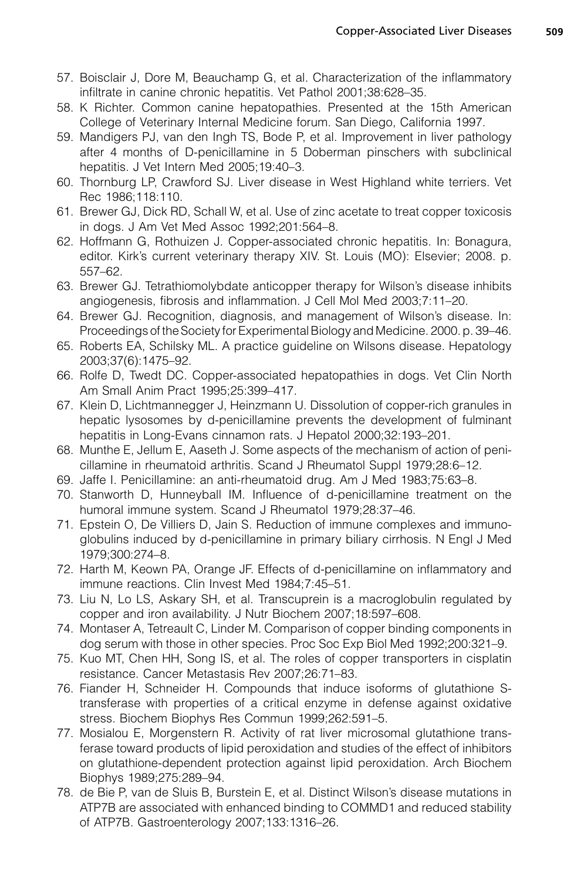57. Boisclair J, Dore M, Beauchamp G, et al. Characterization of the inflammatory infiltrate in canine chronic hepatitis. Vet Pathol 2001;38:628–35.
58. K Richter. Common canine hepatopathies. Presented at the 15th American College of Veterinary Internal Medicine forum. San Diego, California 1997.
59. Mandigers PJ, van den Ingh TS, Bode P, et al. Improvement in liver pathology after 4 months of D-penicillamine in 5 Doberman pinschers with subclinical hepatitis. J Vet Intern Med 2005;19:40–3.
60. Thornburg LP, Crawford SJ. Liver disease in West Highland white terriers. Vet Rec 1986;118:110.
61. Brewer GJ, Dick RD, Schall W, et al. Use of zinc acetate to treat copper toxicosis in dogs. J Am Vet Med Assoc 1992;201:564–8.
62. Hoffmann G, Rothuizen J. Copper-associated chronic hepatitis. In: Bonagura, editor. Kirk's current veterinary therapy XIV. St. Louis (MO): Elsevier; 2008. p. 557–62.
63. Brewer GJ. Tetrathiomolybdate anticopper therapy for Wilson's disease inhibits angiogenesis, fibrosis and inflammation. J Cell Mol Med 2003;7:11–20.
64. Brewer GJ. Recognition, diagnosis, and management of Wilson's disease. In: Proceedings of the Society for Experimental Biology and Medicine. 2000. p. 39–46.
65. Roberts EA, Schilsky ML. A practice guideline on Wilsons disease. Hepatology 2003;37(6):1475–92.
66. Rolfe D, Twedt DC. Copper-associated hepatopathies in dogs. Vet Clin North Am Small Anim Pract 1995;25:399–417.
67. Klein D, Lichtmannegger J, Heinzmann U. Dissolution of copper-rich granules in hepatic lysosomes by d-penicillamine prevents the development of fulminant hepatitis in Long-Evans cinnamon rats. J Hepatol 2000;32:193–201.
68. Munthe E, Jellum E, Aaseth J. Some aspects of the mechanism of action of penicillamine in rheumatoid arthritis. Scand J Rheumatol Suppl 1979;28:6–12.
69. Jaffe I. Penicillamine: an anti-rheumatoid drug. Am J Med 1983;75:63–8.
70. Stanworth D, Hunneyball IM. Influence of d-penicillamine treatment on the humoral immune system. Scand J Rheumatol 1979;28:37–46.
71. Epstein O, De Villiers D, Jain S. Reduction of immune complexes and immunoglobulins induced by d-penicillamine in primary biliary cirrhosis. N Engl J Med 1979;300:274–8.
72. Harth M, Keown PA, Orange JF. Effects of d-penicillamine on inflammatory and immune reactions. Clin Invest Med 1984;7:45–51.
73. Liu N, Lo LS, Askary SH, et al. Transcuprein is a macroglobulin regulated by copper and iron availability. J Nutr Biochem 2007;18:597–608.
74. Montaser A, Tetreault C, Linder M. Comparison of copper binding components in dog serum with those in other species. Proc Soc Exp Biol Med 1992;200:321–9.
75. Kuo MT, Chen HH, Song IS, et al. The roles of copper transporters in cisplatin resistance. Cancer Metastasis Rev 2007;26:71–83.
76. Fiander H, Schneider H. Compounds that induce isoforms of glutathione S-transferase with properties of a critical enzyme in defense against oxidative stress. Biochem Biophys Res Commun 1999;262:591–5.
77. Mosialou E, Morgenstern R. Activity of rat liver microsomal glutathione transferase toward products of lipid peroxidation and studies of the effect of inhibitors on glutathione-dependent protection against lipid peroxidation. Arch Biochem Biophys 1989;275:289–94.
78. de Bie P, van de Sluis B, Burstein E, et al. Distinct Wilson's disease mutations in ATP7B are associated with enhanced binding to COMMD1 and reduced stability of ATP7B. Gastroenterology 2007;133:1316–26.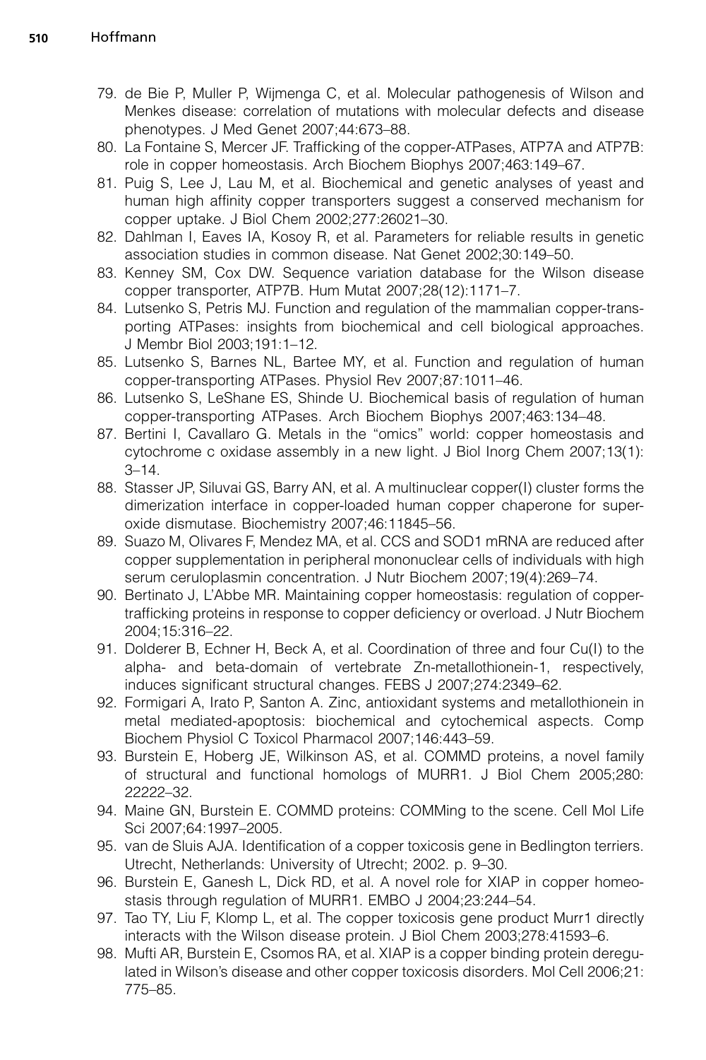79. de Bie P, Muller P, Wijmenga C, et al. Molecular pathogenesis of Wilson and Menkes disease: correlation of mutations with molecular defects and disease phenotypes. J Med Genet 2007;44:673–88.
80. La Fontaine S, Mercer JF. Trafficking of the copper-ATPases, ATP7A and ATP7B: role in copper homeostasis. Arch Biochem Biophys 2007;463:149–67.
81. Puig S, Lee J, Lau M, et al. Biochemical and genetic analyses of yeast and human high affinity copper transporters suggest a conserved mechanism for copper uptake. J Biol Chem 2002;277:26021–30.
82. Dahlman I, Eaves IA, Kosoy R, et al. Parameters for reliable results in genetic association studies in common disease. Nat Genet 2002;30:149–50.
83. Kenney SM, Cox DW. Sequence variation database for the Wilson disease copper transporter, ATP7B. Hum Mutat 2007;28(12):1171–7.
84. Lutsenko S, Petris MJ. Function and regulation of the mammalian copper-transporting ATPases: insights from biochemical and cell biological approaches. J Membr Biol 2003;191:1–12.
85. Lutsenko S, Barnes NL, Bartee MY, et al. Function and regulation of human copper-transporting ATPases. Physiol Rev 2007;87:1011–46.
86. Lutsenko S, LeShane ES, Shinde U. Biochemical basis of regulation of human copper-transporting ATPases. Arch Biochem Biophys 2007;463:134–48.
87. Bertini I, Cavallaro G. Metals in the "omics" world: copper homeostasis and cytochrome c oxidase assembly in a new light. J Biol Inorg Chem 2007;13(1): 3–14.
88. Stasser JP, Siluvai GS, Barry AN, et al. A multinuclear copper(I) cluster forms the dimerization interface in copper-loaded human copper chaperone for superoxide dismutase. Biochemistry 2007;46:11845–56.
89. Suazo M, Olivares F, Mendez MA, et al. CCS and SOD1 mRNA are reduced after copper supplementation in peripheral mononuclear cells of individuals with high serum ceruloplasmin concentration. J Nutr Biochem 2007;19(4):269–74.
90. Bertinato J, L'Abbe MR. Maintaining copper homeostasis: regulation of copper-trafficking proteins in response to copper deficiency or overload. J Nutr Biochem 2004;15:316–22.
91. Dolderer B, Echner H, Beck A, et al. Coordination of three and four Cu(I) to the alpha- and beta-domain of vertebrate Zn-metallothionein-1, respectively, induces significant structural changes. FEBS J 2007;274:2349–62.
92. Formigari A, Irato P, Santon A. Zinc, antioxidant systems and metallothionein in metal mediated-apoptosis: biochemical and cytochemical aspects. Comp Biochem Physiol C Toxicol Pharmacol 2007;146:443–59.
93. Burstein E, Hoberg JE, Wilkinson AS, et al. COMMD proteins, a novel family of structural and functional homologs of MURR1. J Biol Chem 2005;280: 22222–32.
94. Maine GN, Burstein E. COMMD proteins: COMMing to the scene. Cell Mol Life Sci 2007;64:1997–2005.
95. van de Sluis AJA. Identification of a copper toxicosis gene in Bedlington terriers. Utrecht, Netherlands: University of Utrecht; 2002. p. 9–30.
96. Burstein E, Ganesh L, Dick RD, et al. A novel role for XIAP in copper homeostasis through regulation of MURR1. EMBO J 2004;23:244–54.
97. Tao TY, Liu F, Klomp L, et al. The copper toxicosis gene product Murr1 directly interacts with the Wilson disease protein. J Biol Chem 2003;278:41593–6.
98. Mufti AR, Burstein E, Csomos RA, et al. XIAP is a copper binding protein deregulated in Wilson's disease and other copper toxicosis disorders. Mol Cell 2006;21: 775–85.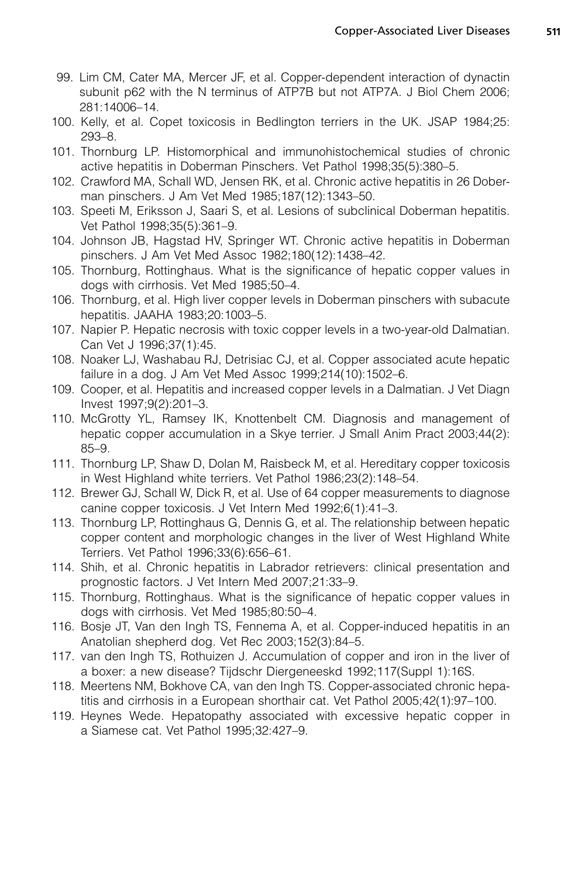99. Lim CM, Cater MA, Mercer JF, et al. Copper-dependent interaction of dynactin subunit p62 with the N terminus of ATP7B but not ATP7A. J Biol Chem 2006; 281:14006–14.
100. Kelly, et al. Copet toxicosis in Bedlington terriers in the UK. JSAP 1984;25: 293–8.
101. Thornburg LP. Histomorphical and immunohistochemical studies of chronic active hepatitis in Doberman Pinschers. Vet Pathol 1998;35(5):380–5.
102. Crawford MA, Schall WD, Jensen RK, et al. Chronic active hepatitis in 26 Doberman pinschers. J Am Vet Med 1985;187(12):1343–50.
103. Speeti M, Eriksson J, Saari S, et al. Lesions of subclinical Doberman hepatitis. Vet Pathol 1998;35(5):361–9.
104. Johnson JB, Hagstad HV, Springer WT. Chronic active hepatitis in Doberman pinschers. J Am Vet Med Assoc 1982;180(12):1438–42.
105. Thornburg, Rottinghaus. What is the significance of hepatic copper values in dogs with cirrhosis. Vet Med 1985;50–4.
106. Thornburg, et al. High liver copper levels in Doberman pinschers with subacute hepatitis. JAAHA 1983;20:1003–5.
107. Napier P. Hepatic necrosis with toxic copper levels in a two-year-old Dalmatian. Can Vet J 1996;37(1):45.
108. Noaker LJ, Washabau RJ, Detrisiac CJ, et al. Copper associated acute hepatic failure in a dog. J Am Vet Med Assoc 1999;214(10):1502–6.
109. Cooper, et al. Hepatitis and increased copper levels in a Dalmatian. J Vet Diagn Invest 1997;9(2):201–3.
110. McGrotty YL, Ramsey IK, Knottenbelt CM. Diagnosis and management of hepatic copper accumulation in a Skye terrier. J Small Anim Pract 2003;44(2): 85–9.
111. Thornburg LP, Shaw D, Dolan M, Raisbeck M, et al. Hereditary copper toxicosis in West Highland white terriers. Vet Pathol 1986;23(2):148–54.
112. Brewer GJ, Schall W, Dick R, et al. Use of 64 copper measurements to diagnose canine copper toxicosis. J Vet Intern Med 1992;6(1):41–3.
113. Thornburg LP, Rottinghaus G, Dennis G, et al. The relationship between hepatic copper content and morphologic changes in the liver of West Highland White Terriers. Vet Pathol 1996;33(6):656–61.
114. Shih, et al. Chronic hepatitis in Labrador retrievers: clinical presentation and prognostic factors. J Vet Intern Med 2007;21:33–9.
115. Thornburg, Rottinghaus. What is the significance of hepatic copper values in dogs with cirrhosis. Vet Med 1985;80:50–4.
116. Bosje JT, Van den Ingh TS, Fennema A, et al. Copper-induced hepatitis in an Anatolian shepherd dog. Vet Rec 2003;152(3):84–5.
117. van den Ingh TS, Rothuizen J. Accumulation of copper and iron in the liver of a boxer: a new disease? Tijdschr Diergeneeskd 1992;117(Suppl 1):16S.
118. Meertens NM, Bokhove CA, van den Ingh TS. Copper-associated chronic hepatitis and cirrhosis in a European shorthair cat. Vet Pathol 2005;42(1):97–100.
119. Heynes Wede. Hepatopathy associated with excessive hepatic copper in a Siamese cat. Vet Pathol 1995;32:427–9.